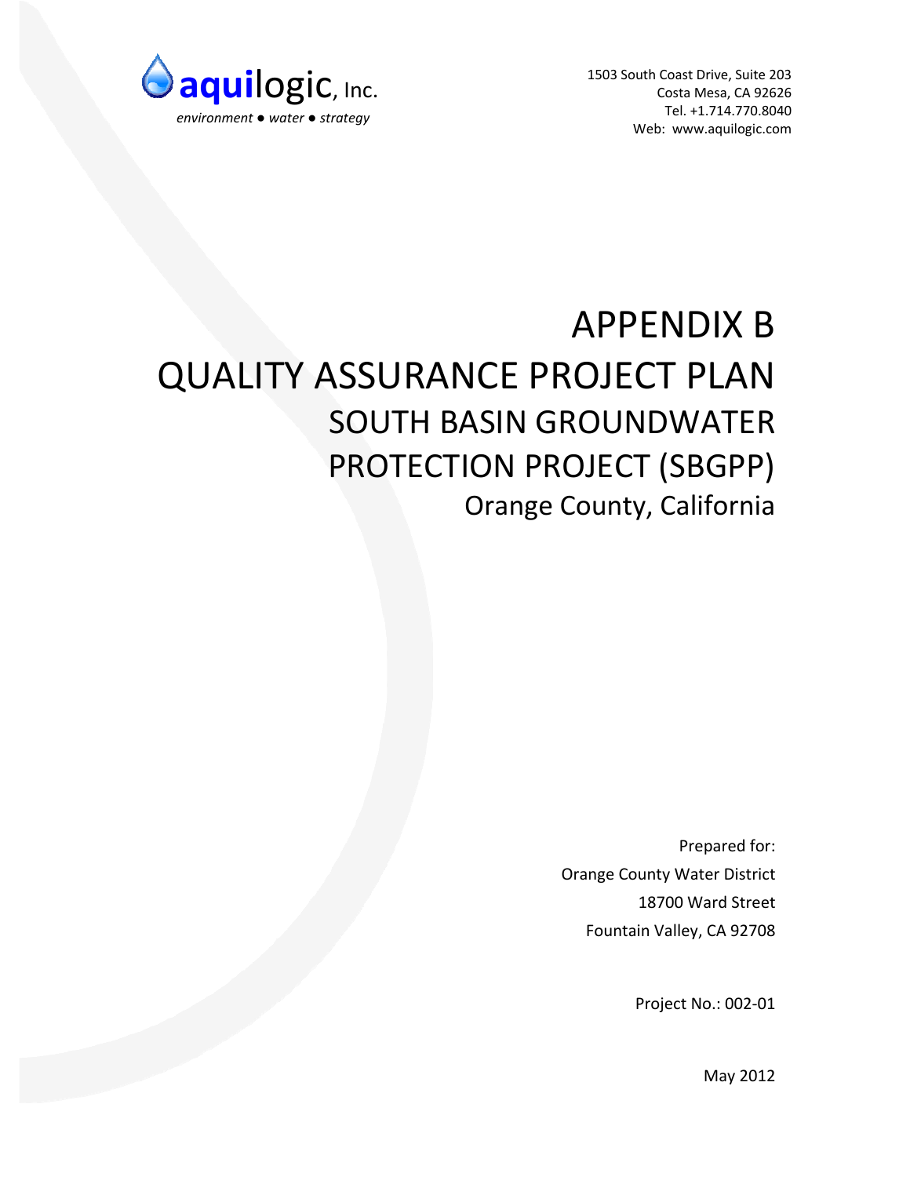**aquilogic**, Inc.

*environment ● water ● strategy*

1503 South Coast Drive, Suite 203
Costa Mesa, CA 92626
Tel. +1.714.770.8040
Web: www.aquilogic.com

# APPENDIX B

# QUALITY ASSURANCE PROJECT PLAN

## SOUTH BASIN GROUNDWATER PROTECTION PROJECT (SBGPP)

### Orange County, California

Prepared for:
Orange County Water District
18700 Ward Street
Fountain Valley, CA 92708

Project No.: 002-01

May 2012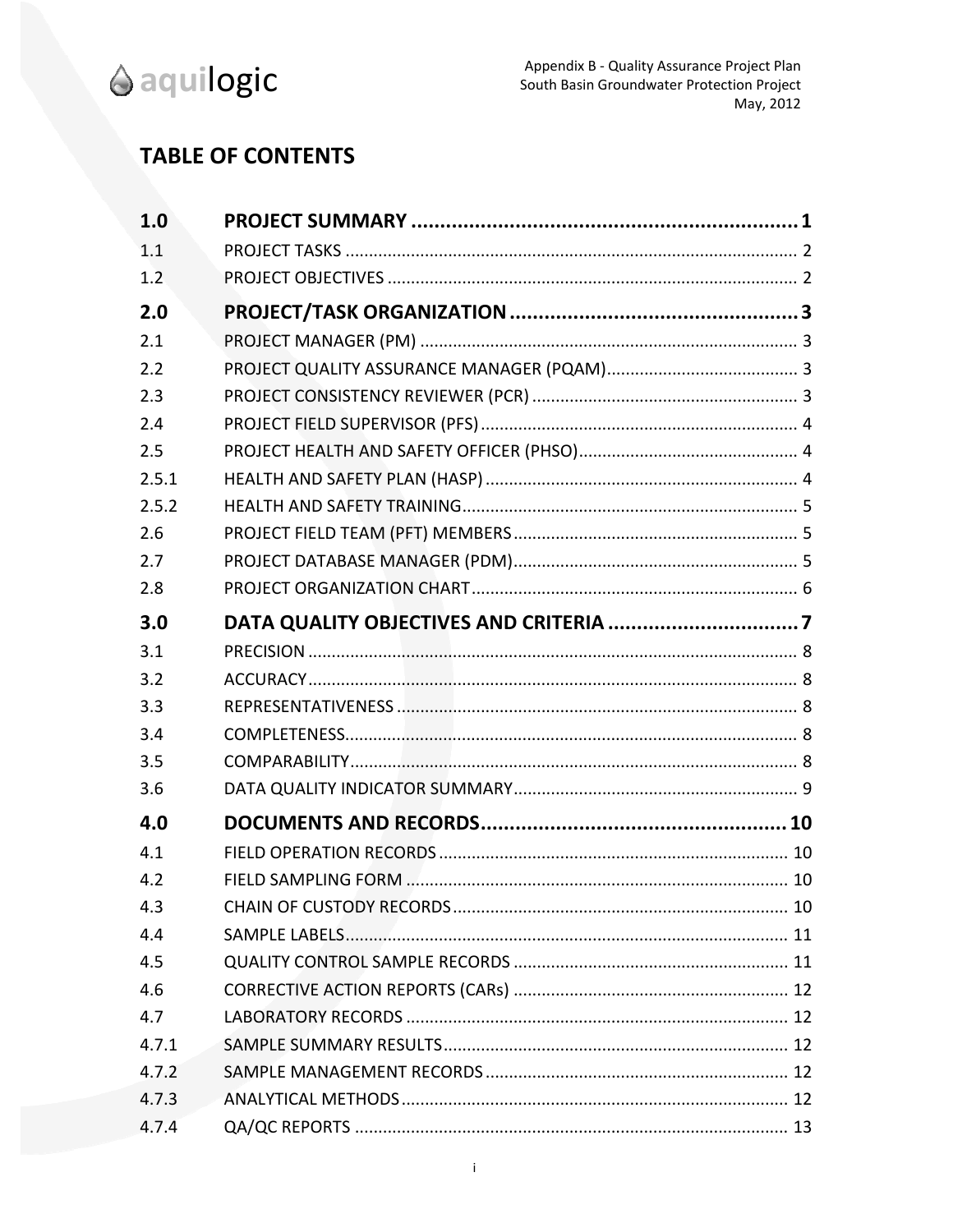# TABLE OF CONTENTS

| | | |
|---|---|---|
| **1.0** | **PROJECT SUMMARY** | **1** |
| 1.1 | PROJECT TASKS | 2 |
| 1.2 | PROJECT OBJECTIVES | 2 |
| **2.0** | **PROJECT/TASK ORGANIZATION** | **3** |
| 2.1 | PROJECT MANAGER (PM) | 3 |
| 2.2 | PROJECT QUALITY ASSURANCE MANAGER (PQAM) | 3 |
| 2.3 | PROJECT CONSISTENCY REVIEWER (PCR) | 3 |
| 2.4 | PROJECT FIELD SUPERVISOR (PFS) | 4 |
| 2.5 | PROJECT HEALTH AND SAFETY OFFICER (PHSO) | 4 |
| 2.5.1 | HEALTH AND SAFETY PLAN (HASP) | 4 |
| 2.5.2 | HEALTH AND SAFETY TRAINING | 5 |
| 2.6 | PROJECT FIELD TEAM (PFT) MEMBERS | 5 |
| 2.7 | PROJECT DATABASE MANAGER (PDM) | 5 |
| 2.8 | PROJECT ORGANIZATION CHART | 6 |
| **3.0** | **DATA QUALITY OBJECTIVES AND CRITERIA** | **7** |
| 3.1 | PRECISION | 8 |
| 3.2 | ACCURACY | 8 |
| 3.3 | REPRESENTATIVENESS | 8 |
| 3.4 | COMPLETENESS | 8 |
| 3.5 | COMPARABILITY | 8 |
| 3.6 | DATA QUALITY INDICATOR SUMMARY | 9 |
| **4.0** | **DOCUMENTS AND RECORDS** | **10** |
| 4.1 | FIELD OPERATION RECORDS | 10 |
| 4.2 | FIELD SAMPLING FORM | 10 |
| 4.3 | CHAIN OF CUSTODY RECORDS | 10 |
| 4.4 | SAMPLE LABELS | 11 |
| 4.5 | QUALITY CONTROL SAMPLE RECORDS | 11 |
| 4.6 | CORRECTIVE ACTION REPORTS (CARs) | 12 |
| 4.7 | LABORATORY RECORDS | 12 |
| 4.7.1 | SAMPLE SUMMARY RESULTS | 12 |
| 4.7.2 | SAMPLE MANAGEMENT RECORDS | 12 |
| 4.7.3 | ANALYTICAL METHODS | 12 |
| 4.7.4 | QA/QC REPORTS | 13 |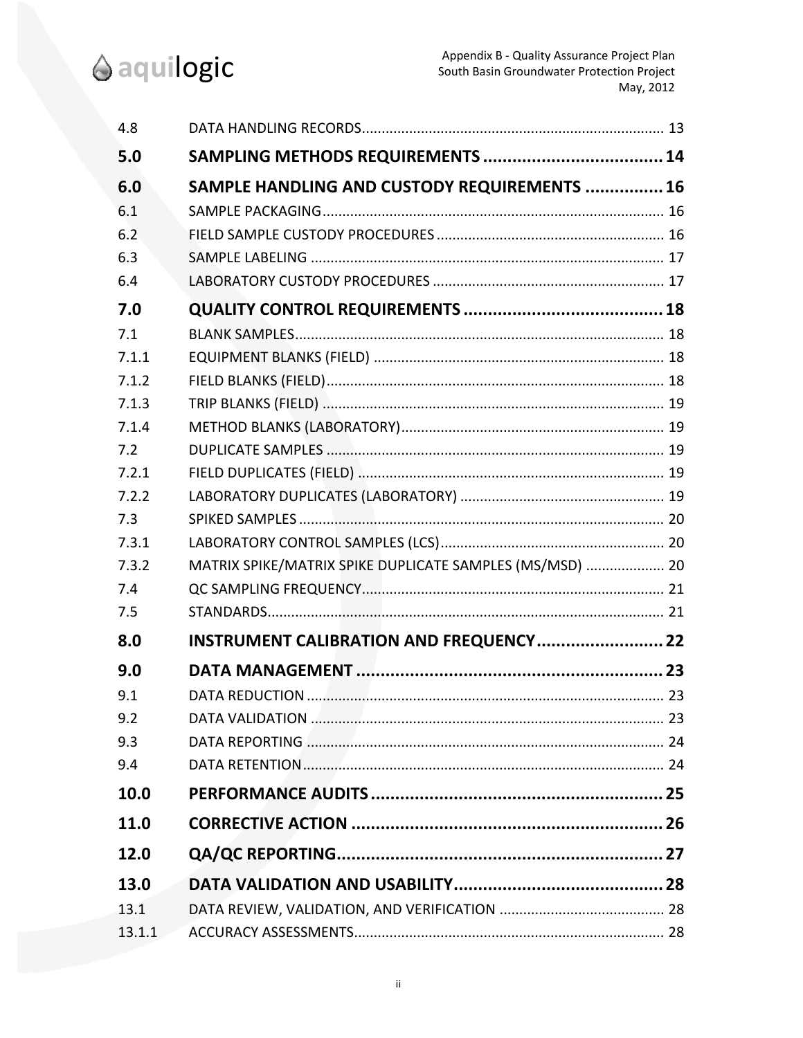| | | |
|---|---|---|
| 4.8 | DATA HANDLING RECORDS | 13 |
| **5.0** | **SAMPLING METHODS REQUIREMENTS** | **14** |
| **6.0** | **SAMPLE HANDLING AND CUSTODY REQUIREMENTS** | **16** |
| 6.1 | SAMPLE PACKAGING | 16 |
| 6.2 | FIELD SAMPLE CUSTODY PROCEDURES | 16 |
| 6.3 | SAMPLE LABELING | 17 |
| 6.4 | LABORATORY CUSTODY PROCEDURES | 17 |
| **7.0** | **QUALITY CONTROL REQUIREMENTS** | **18** |
| 7.1 | BLANK SAMPLES | 18 |
| 7.1.1 | EQUIPMENT BLANKS (FIELD) | 18 |
| 7.1.2 | FIELD BLANKS (FIELD) | 18 |
| 7.1.3 | TRIP BLANKS (FIELD) | 19 |
| 7.1.4 | METHOD BLANKS (LABORATORY) | 19 |
| 7.2 | DUPLICATE SAMPLES | 19 |
| 7.2.1 | FIELD DUPLICATES (FIELD) | 19 |
| 7.2.2 | LABORATORY DUPLICATES (LABORATORY) | 19 |
| 7.3 | SPIKED SAMPLES | 20 |
| 7.3.1 | LABORATORY CONTROL SAMPLES (LCS) | 20 |
| 7.3.2 | MATRIX SPIKE/MATRIX SPIKE DUPLICATE SAMPLES (MS/MSD) | 20 |
| 7.4 | QC SAMPLING FREQUENCY | 21 |
| 7.5 | STANDARDS | 21 |
| **8.0** | **INSTRUMENT CALIBRATION AND FREQUENCY** | **22** |
| **9.0** | **DATA MANAGEMENT** | **23** |
| 9.1 | DATA REDUCTION | 23 |
| 9.2 | DATA VALIDATION | 23 |
| 9.3 | DATA REPORTING | 24 |
| 9.4 | DATA RETENTION | 24 |
| **10.0** | **PERFORMANCE AUDITS** | **25** |
| **11.0** | **CORRECTIVE ACTION** | **26** |
| **12.0** | **QA/QC REPORTING** | **27** |
| **13.0** | **DATA VALIDATION AND USABILITY** | **28** |
| 13.1 | DATA REVIEW, VALIDATION, AND VERIFICATION | 28 |
| 13.1.1 | ACCURACY ASSESSMENTS | 28 |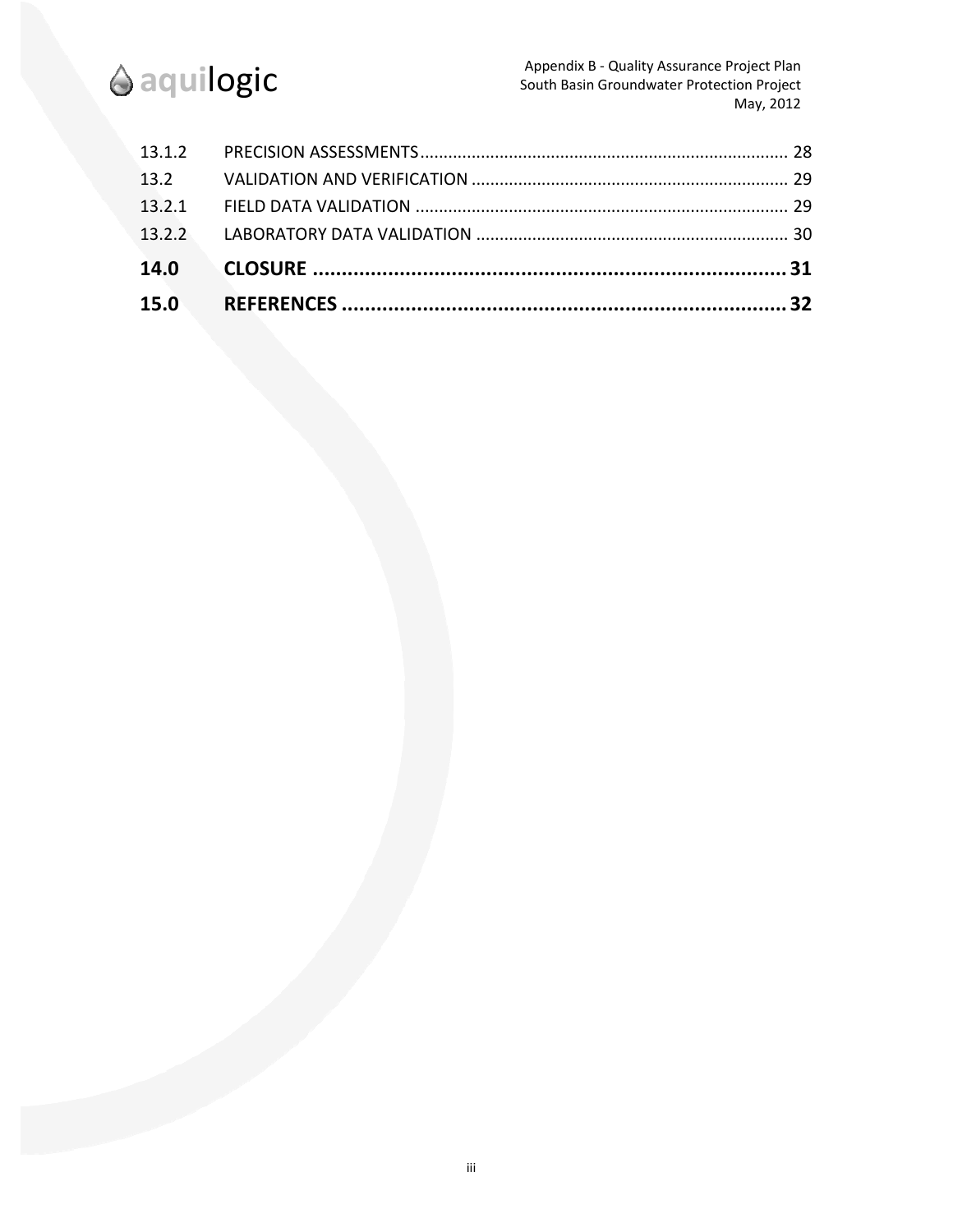| | | |
|---|---|---|
| 13.1.2 | PRECISION ASSESSMENTS | 28 |
| 13.2 | VALIDATION AND VERIFICATION | 29 |
| 13.2.1 | FIELD DATA VALIDATION | 29 |
| 13.2.2 | LABORATORY DATA VALIDATION | 30 |
| **14.0** | **CLOSURE** | **31** |
| **15.0** | **REFERENCES** | **32** |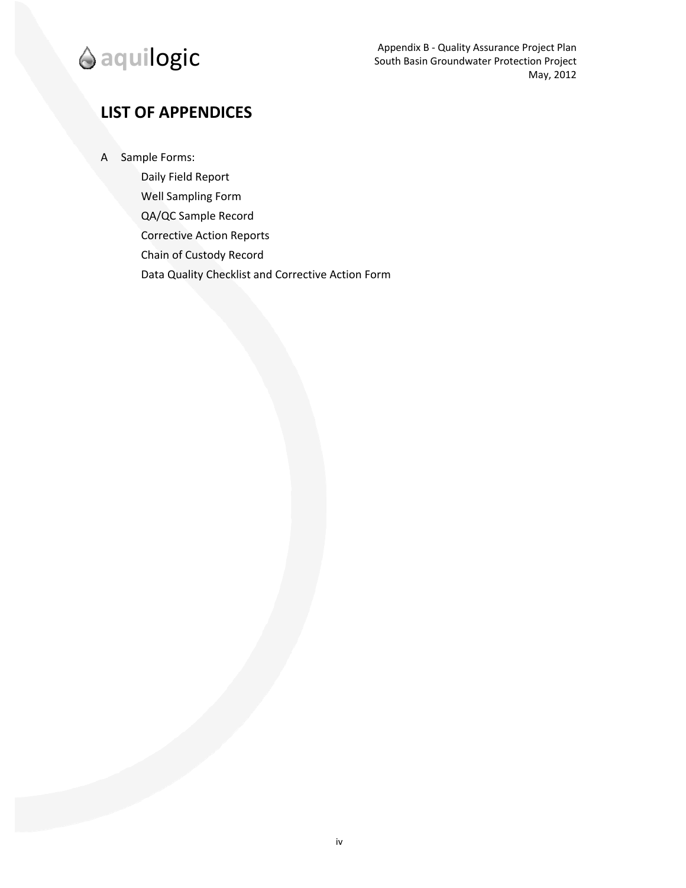## LIST OF APPENDICES

A Sample Forms:

- Daily Field Report
- Well Sampling Form
- QA/QC Sample Record
- Corrective Action Reports
- Chain of Custody Record
- Data Quality Checklist and Corrective Action Form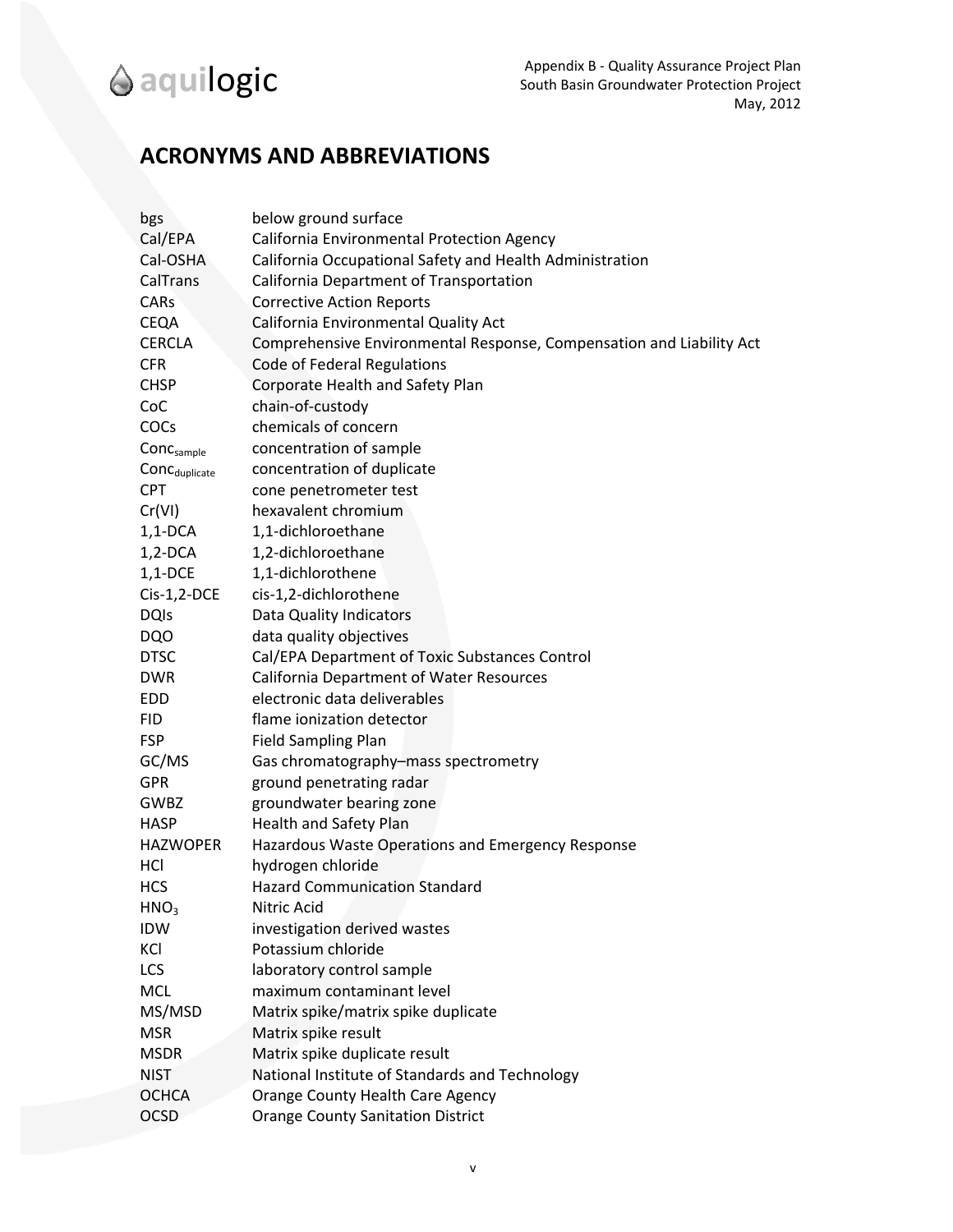## ACRONYMS AND ABBREVIATIONS

| | |
|---|---|
| bgs | below ground surface |
| Cal/EPA | California Environmental Protection Agency |
| Cal-OSHA | California Occupational Safety and Health Administration |
| CalTrans | California Department of Transportation |
| CARs | Corrective Action Reports |
| CEQA | California Environmental Quality Act |
| CERCLA | Comprehensive Environmental Response, Compensation and Liability Act |
| CFR | Code of Federal Regulations |
| CHSP | Corporate Health and Safety Plan |
| CoC | chain-of-custody |
| COCs | chemicals of concern |
| $Conc_{sample}$ | concentration of sample |
| $Conc_{duplicate}$ | concentration of duplicate |
| CPT | cone penetrometer test |
| Cr(VI) | hexavalent chromium |
| 1,1-DCA | 1,1-dichloroethane |
| 1,2-DCA | 1,2-dichloroethane |
| 1,1-DCE | 1,1-dichlorothene |
| Cis-1,2-DCE | cis-1,2-dichlorothene |
| DQIs | Data Quality Indicators |
| DQO | data quality objectives |
| DTSC | Cal/EPA Department of Toxic Substances Control |
| DWR | California Department of Water Resources |
| EDD | electronic data deliverables |
| FID | flame ionization detector |
| FSP | Field Sampling Plan |
| GC/MS | Gas chromatography–mass spectrometry |
| GPR | ground penetrating radar |
| GWBZ | groundwater bearing zone |
| HASP | Health and Safety Plan |
| HAZWOPER | Hazardous Waste Operations and Emergency Response |
| HCl | hydrogen chloride |
| HCS | Hazard Communication Standard |
| $HNO_3$ | Nitric Acid |
| IDW | investigation derived wastes |
| KCl | Potassium chloride |
| LCS | laboratory control sample |
| MCL | maximum contaminant level |
| MS/MSD | Matrix spike/matrix spike duplicate |
| MSR | Matrix spike result |
| MSDR | Matrix spike duplicate result |
| NIST | National Institute of Standards and Technology |
| OCHCA | Orange County Health Care Agency |
| OCSD | Orange County Sanitation District |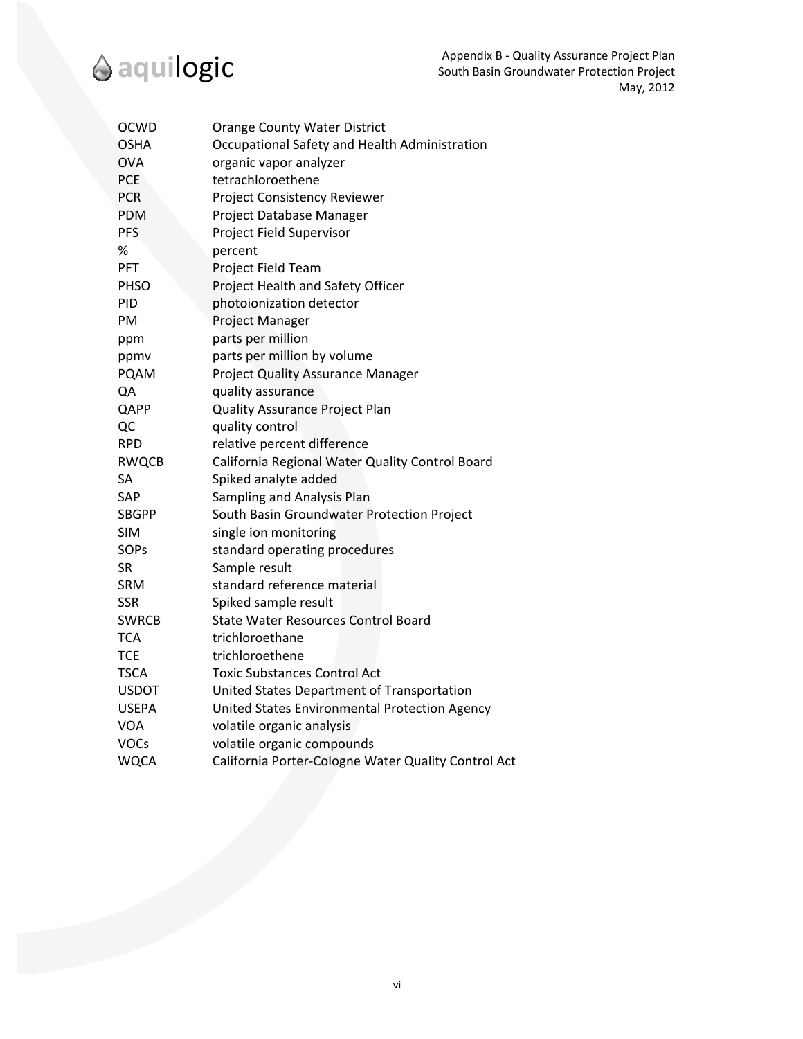| | |
|---|---|
| OCWD | Orange County Water District |
| OSHA | Occupational Safety and Health Administration |
| OVA | organic vapor analyzer |
| PCE | tetrachloroethene |
| PCR | Project Consistency Reviewer |
| PDM | Project Database Manager |
| PFS | Project Field Supervisor |
| % | percent |
| PFT | Project Field Team |
| PHSO | Project Health and Safety Officer |
| PID | photoionization detector |
| PM | Project Manager |
| ppm | parts per million |
| ppmv | parts per million by volume |
| PQAM | Project Quality Assurance Manager |
| QA | quality assurance |
| QAPP | Quality Assurance Project Plan |
| QC | quality control |
| RPD | relative percent difference |
| RWQCB | California Regional Water Quality Control Board |
| SA | Spiked analyte added |
| SAP | Sampling and Analysis Plan |
| SBGPP | South Basin Groundwater Protection Project |
| SIM | single ion monitoring |
| SOPs | standard operating procedures |
| SR | Sample result |
| SRM | standard reference material |
| SSR | Spiked sample result |
| SWRCB | State Water Resources Control Board |
| TCA | trichloroethane |
| TCE | trichloroethene |
| TSCA | Toxic Substances Control Act |
| USDOT | United States Department of Transportation |
| USEPA | United States Environmental Protection Agency |
| VOA | volatile organic analysis |
| VOCs | volatile organic compounds |
| WQCA | California Porter-Cologne Water Quality Control Act |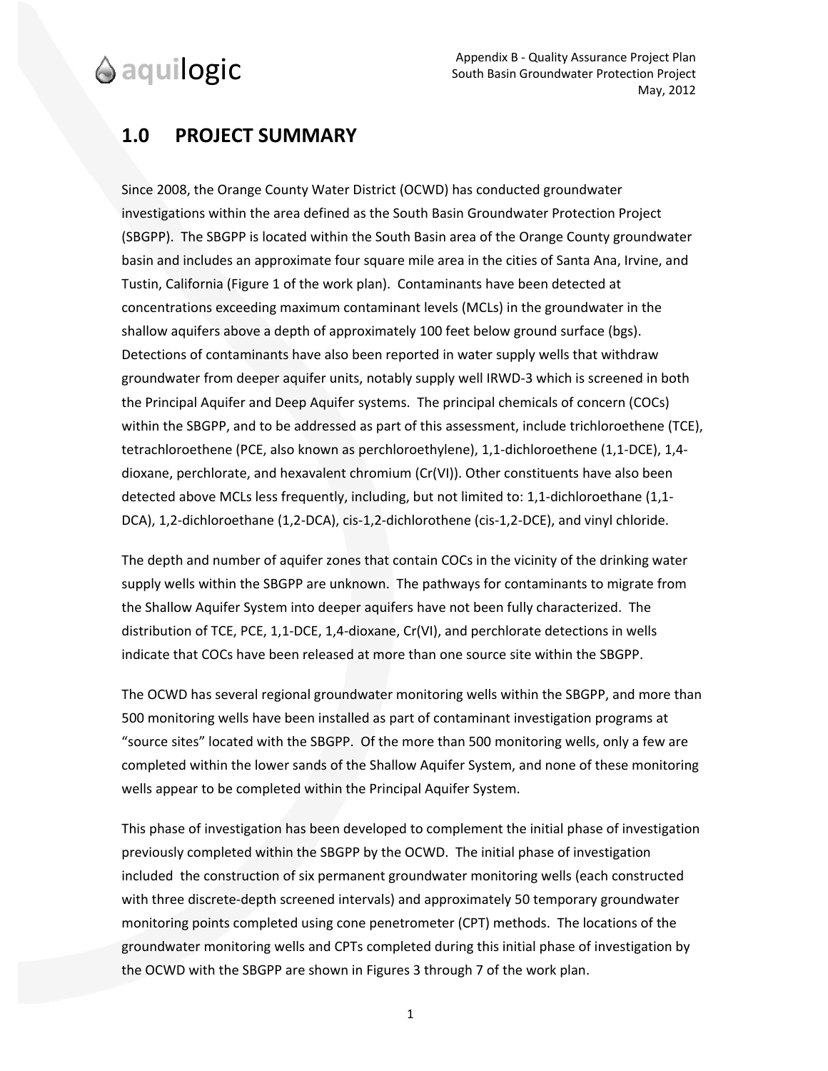# 1.0 PROJECT SUMMARY

Since 2008, the Orange County Water District (OCWD) has conducted groundwater investigations within the area defined as the South Basin Groundwater Protection Project (SBGPP). The SBGPP is located within the South Basin area of the Orange County groundwater basin and includes an approximate four square mile area in the cities of Santa Ana, Irvine, and Tustin, California (Figure 1 of the work plan). Contaminants have been detected at concentrations exceeding maximum contaminant levels (MCLs) in the groundwater in the shallow aquifers above a depth of approximately 100 feet below ground surface (bgs). Detections of contaminants have also been reported in water supply wells that withdraw groundwater from deeper aquifer units, notably supply well IRWD-3 which is screened in both the Principal Aquifer and Deep Aquifer systems. The principal chemicals of concern (COCs) within the SBGPP, and to be addressed as part of this assessment, include trichloroethene (TCE), tetrachloroethene (PCE, also known as perchloroethylene), 1,1-dichloroethene (1,1-DCE), 1,4-dioxane, perchlorate, and hexavalent chromium (Cr(VI)). Other constituents have also been detected above MCLs less frequently, including, but not limited to: 1,1-dichloroethane (1,1-DCA), 1,2-dichloroethane (1,2-DCA), cis-1,2-dichlorothene (cis-1,2-DCE), and vinyl chloride.

The depth and number of aquifer zones that contain COCs in the vicinity of the drinking water supply wells within the SBGPP are unknown. The pathways for contaminants to migrate from the Shallow Aquifer System into deeper aquifers have not been fully characterized. The distribution of TCE, PCE, 1,1-DCE, 1,4-dioxane, Cr(VI), and perchlorate detections in wells indicate that COCs have been released at more than one source site within the SBGPP.

The OCWD has several regional groundwater monitoring wells within the SBGPP, and more than 500 monitoring wells have been installed as part of contaminant investigation programs at "source sites" located with the SBGPP. Of the more than 500 monitoring wells, only a few are completed within the lower sands of the Shallow Aquifer System, and none of these monitoring wells appear to be completed within the Principal Aquifer System.

This phase of investigation has been developed to complement the initial phase of investigation previously completed within the SBGPP by the OCWD. The initial phase of investigation included the construction of six permanent groundwater monitoring wells (each constructed with three discrete-depth screened intervals) and approximately 50 temporary groundwater monitoring points completed using cone penetrometer (CPT) methods. The locations of the groundwater monitoring wells and CPTs completed during this initial phase of investigation by the OCWD with the SBGPP are shown in Figures 3 through 7 of the work plan.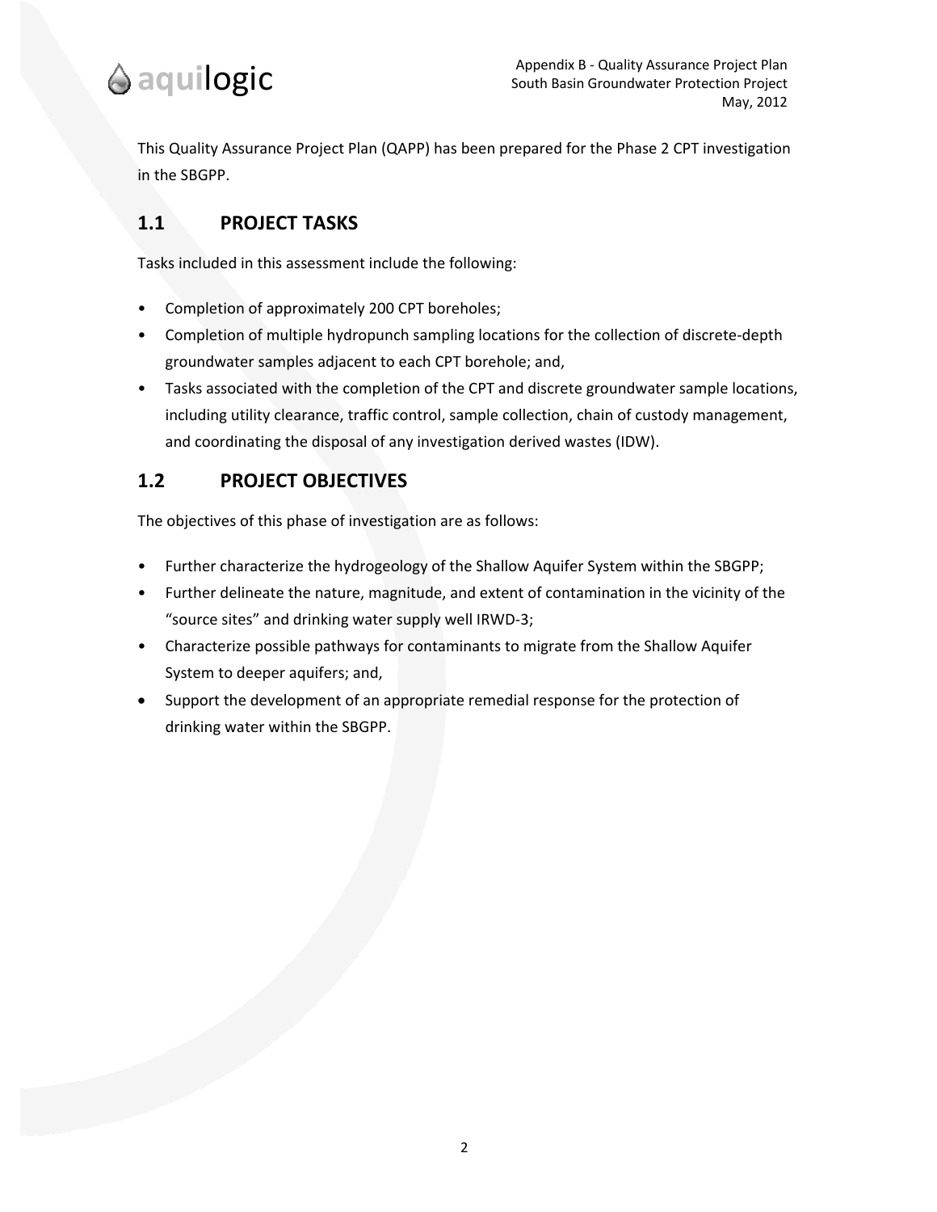This Quality Assurance Project Plan (QAPP) has been prepared for the Phase 2 CPT investigation in the SBGPP.

## 1.1 PROJECT TASKS

Tasks included in this assessment include the following:

- Completion of approximately 200 CPT boreholes;
- Completion of multiple hydropunch sampling locations for the collection of discrete-depth groundwater samples adjacent to each CPT borehole; and,
- Tasks associated with the completion of the CPT and discrete groundwater sample locations, including utility clearance, traffic control, sample collection, chain of custody management, and coordinating the disposal of any investigation derived wastes (IDW).

## 1.2 PROJECT OBJECTIVES

The objectives of this phase of investigation are as follows:

- Further characterize the hydrogeology of the Shallow Aquifer System within the SBGPP;
- Further delineate the nature, magnitude, and extent of contamination in the vicinity of the "source sites" and drinking water supply well IRWD-3;
- Characterize possible pathways for contaminants to migrate from the Shallow Aquifer System to deeper aquifers; and,
- Support the development of an appropriate remedial response for the protection of drinking water within the SBGPP.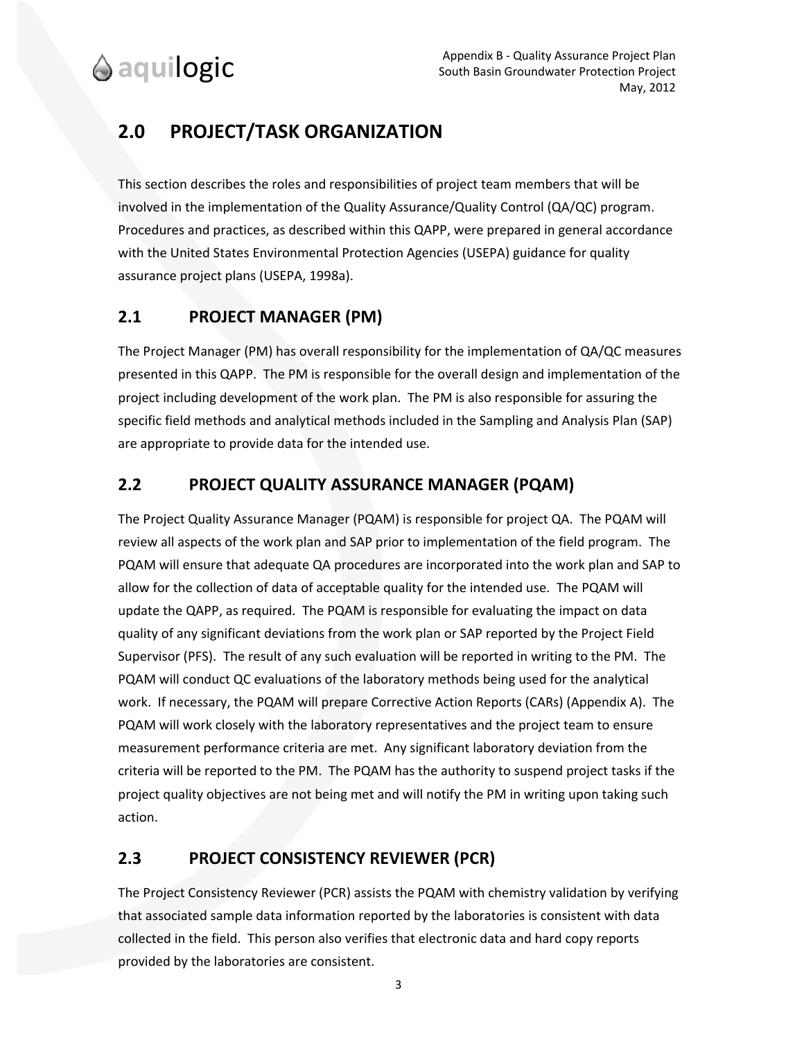## 2.0 PROJECT/TASK ORGANIZATION

This section describes the roles and responsibilities of project team members that will be involved in the implementation of the Quality Assurance/Quality Control (QA/QC) program. Procedures and practices, as described within this QAPP, were prepared in general accordance with the United States Environmental Protection Agencies (USEPA) guidance for quality assurance project plans (USEPA, 1998a).

### 2.1 PROJECT MANAGER (PM)

The Project Manager (PM) has overall responsibility for the implementation of QA/QC measures presented in this QAPP. The PM is responsible for the overall design and implementation of the project including development of the work plan. The PM is also responsible for assuring the specific field methods and analytical methods included in the Sampling and Analysis Plan (SAP) are appropriate to provide data for the intended use.

### 2.2 PROJECT QUALITY ASSURANCE MANAGER (PQAM)

The Project Quality Assurance Manager (PQAM) is responsible for project QA. The PQAM will review all aspects of the work plan and SAP prior to implementation of the field program. The PQAM will ensure that adequate QA procedures are incorporated into the work plan and SAP to allow for the collection of data of acceptable quality for the intended use. The PQAM will update the QAPP, as required. The PQAM is responsible for evaluating the impact on data quality of any significant deviations from the work plan or SAP reported by the Project Field Supervisor (PFS). The result of any such evaluation will be reported in writing to the PM. The PQAM will conduct QC evaluations of the laboratory methods being used for the analytical work. If necessary, the PQAM will prepare Corrective Action Reports (CARs) (Appendix A). The PQAM will work closely with the laboratory representatives and the project team to ensure measurement performance criteria are met. Any significant laboratory deviation from the criteria will be reported to the PM. The PQAM has the authority to suspend project tasks if the project quality objectives are not being met and will notify the PM in writing upon taking such action.

### 2.3 PROJECT CONSISTENCY REVIEWER (PCR)

The Project Consistency Reviewer (PCR) assists the PQAM with chemistry validation by verifying that associated sample data information reported by the laboratories is consistent with data collected in the field. This person also verifies that electronic data and hard copy reports provided by the laboratories are consistent.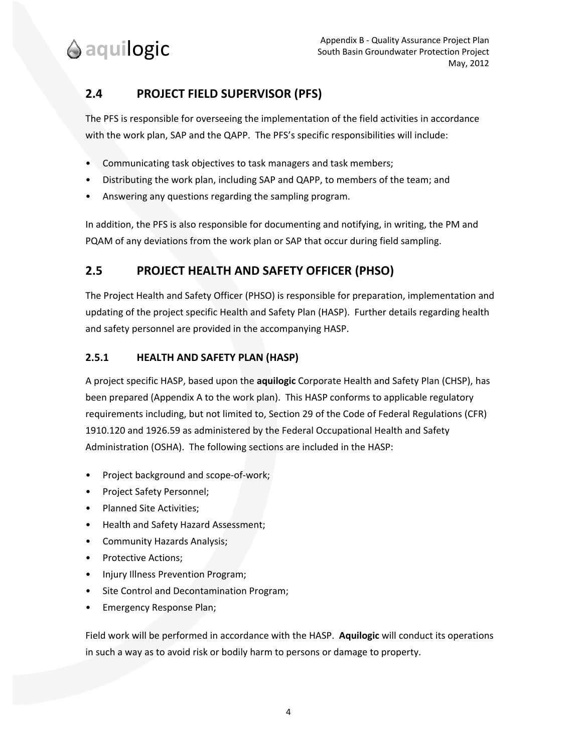## 2.4 PROJECT FIELD SUPERVISOR (PFS)

The PFS is responsible for overseeing the implementation of the field activities in accordance with the work plan, SAP and the QAPP. The PFS's specific responsibilities will include:

- Communicating task objectives to task managers and task members;
- Distributing the work plan, including SAP and QAPP, to members of the team; and
- Answering any questions regarding the sampling program.

In addition, the PFS is also responsible for documenting and notifying, in writing, the PM and PQAM of any deviations from the work plan or SAP that occur during field sampling.

## 2.5 PROJECT HEALTH AND SAFETY OFFICER (PHSO)

The Project Health and Safety Officer (PHSO) is responsible for preparation, implementation and updating of the project specific Health and Safety Plan (HASP). Further details regarding health and safety personnel are provided in the accompanying HASP.

### 2.5.1 HEALTH AND SAFETY PLAN (HASP)

A project specific HASP, based upon the **aquilogic** Corporate Health and Safety Plan (CHSP), has been prepared (Appendix A to the work plan). This HASP conforms to applicable regulatory requirements including, but not limited to, Section 29 of the Code of Federal Regulations (CFR) 1910.120 and 1926.59 as administered by the Federal Occupational Health and Safety Administration (OSHA). The following sections are included in the HASP:

- Project background and scope-of-work;
- Project Safety Personnel;
- Planned Site Activities;
- Health and Safety Hazard Assessment;
- Community Hazards Analysis;
- Protective Actions;
- Injury Illness Prevention Program;
- Site Control and Decontamination Program;
- Emergency Response Plan;

Field work will be performed in accordance with the HASP. **Aquilogic** will conduct its operations in such a way as to avoid risk or bodily harm to persons or damage to property.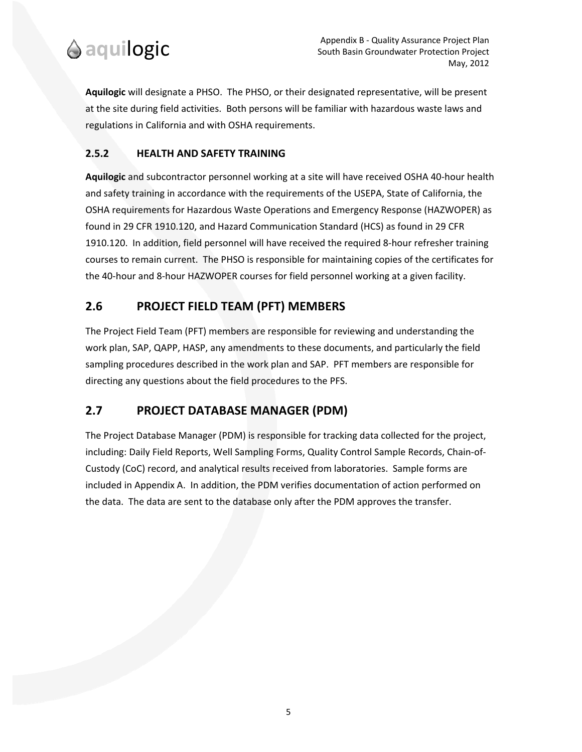**Aquilogic** will designate a PHSO. The PHSO, or their designated representative, will be present at the site during field activities. Both persons will be familiar with hazardous waste laws and regulations in California and with OSHA requirements.

### 2.5.2 HEALTH AND SAFETY TRAINING

**Aquilogic** and subcontractor personnel working at a site will have received OSHA 40-hour health and safety training in accordance with the requirements of the USEPA, State of California, the OSHA requirements for Hazardous Waste Operations and Emergency Response (HAZWOPER) as found in 29 CFR 1910.120, and Hazard Communication Standard (HCS) as found in 29 CFR 1910.120. In addition, field personnel will have received the required 8-hour refresher training courses to remain current. The PHSO is responsible for maintaining copies of the certificates for the 40-hour and 8-hour HAZWOPER courses for field personnel working at a given facility.

## 2.6 PROJECT FIELD TEAM (PFT) MEMBERS

The Project Field Team (PFT) members are responsible for reviewing and understanding the work plan, SAP, QAPP, HASP, any amendments to these documents, and particularly the field sampling procedures described in the work plan and SAP. PFT members are responsible for directing any questions about the field procedures to the PFS.

## 2.7 PROJECT DATABASE MANAGER (PDM)

The Project Database Manager (PDM) is responsible for tracking data collected for the project, including: Daily Field Reports, Well Sampling Forms, Quality Control Sample Records, Chain-of-Custody (CoC) record, and analytical results received from laboratories. Sample forms are included in Appendix A. In addition, the PDM verifies documentation of action performed on the data. The data are sent to the database only after the PDM approves the transfer.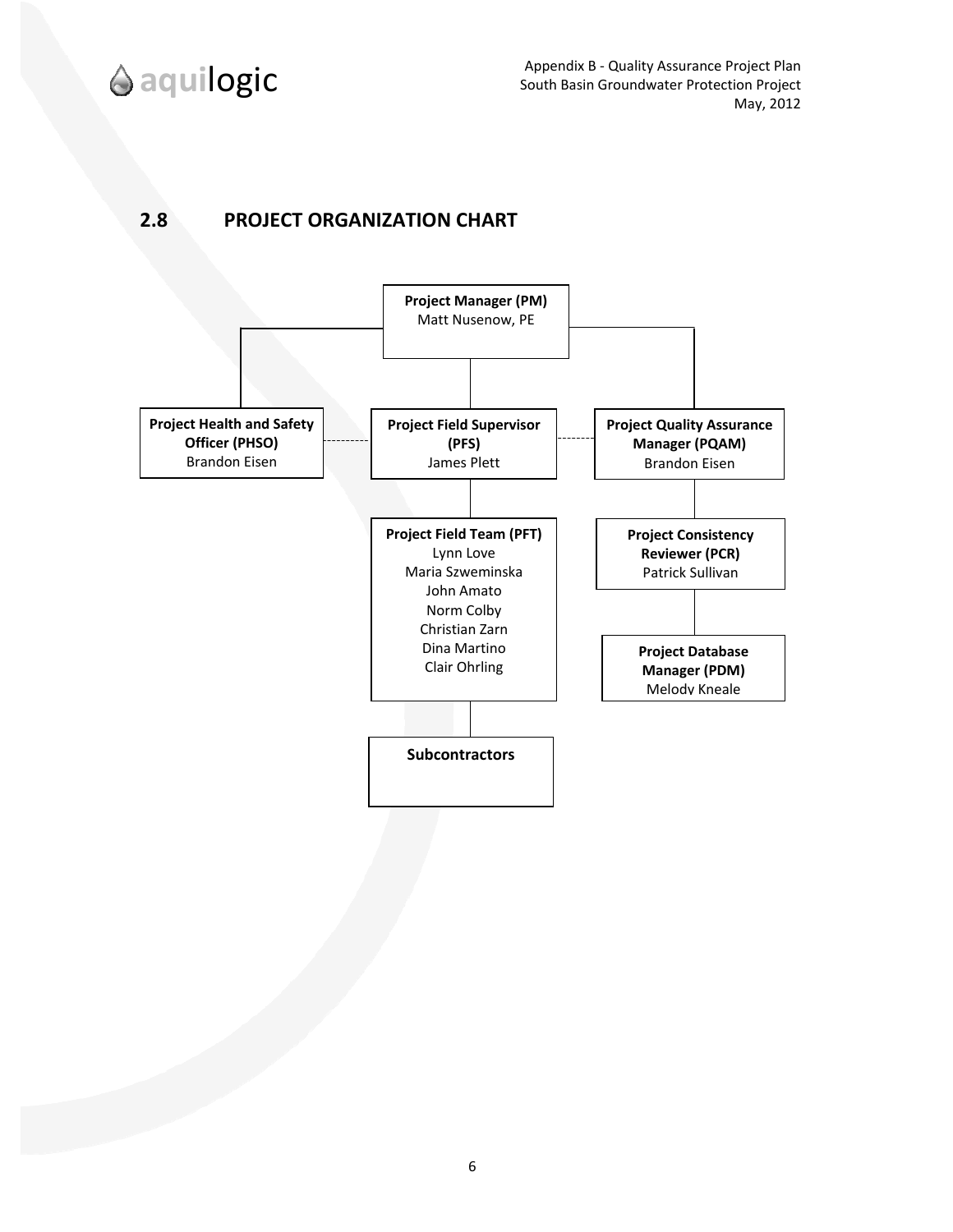## 2.8 PROJECT ORGANIZATION CHART

**Project Manager (PM)**
Matt Nusenow, PE

**Project Health and Safety Officer (PHSO)**
Brandon Eisen

**Project Field Supervisor (PFS)**
James Plett

**Project Quality Assurance Manager (PQAM)**
Brandon Eisen

**Project Field Team (PFT)**
Lynn Love
Maria Szweminska
John Amato
Norm Colby
Christian Zarn
Dina Martino
Clair Ohrling

**Project Consistency Reviewer (PCR)**
Patrick Sullivan

**Project Database Manager (PDM)**
Melody Kneale

**Subcontractors**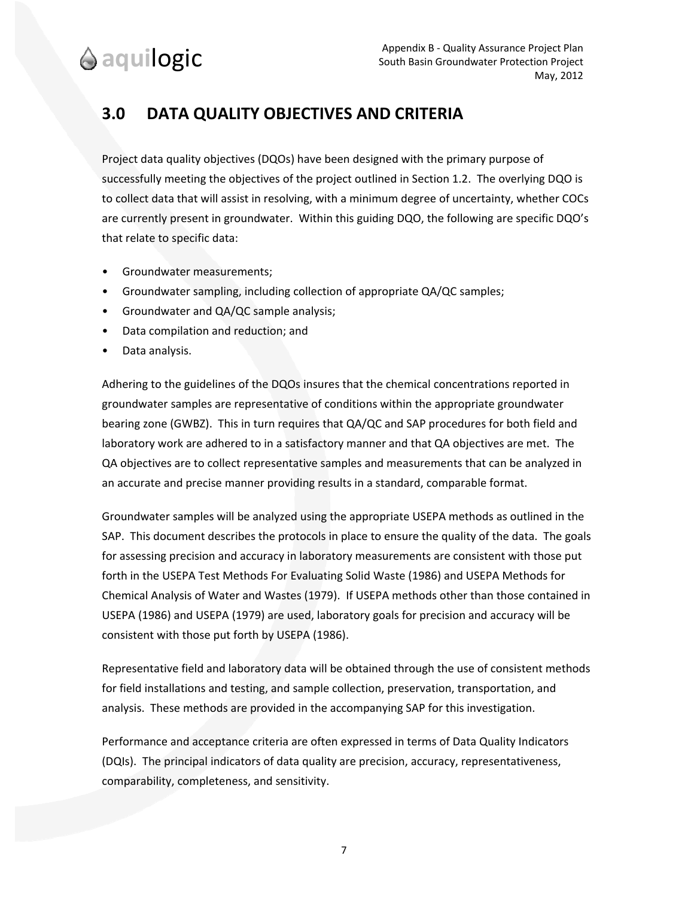## 3.0 DATA QUALITY OBJECTIVES AND CRITERIA

Project data quality objectives (DQOs) have been designed with the primary purpose of successfully meeting the objectives of the project outlined in Section 1.2. The overlying DQO is to collect data that will assist in resolving, with a minimum degree of uncertainty, whether COCs are currently present in groundwater. Within this guiding DQO, the following are specific DQO's that relate to specific data:

- Groundwater measurements;
- Groundwater sampling, including collection of appropriate QA/QC samples;
- Groundwater and QA/QC sample analysis;
- Data compilation and reduction; and
- Data analysis.

Adhering to the guidelines of the DQOs insures that the chemical concentrations reported in groundwater samples are representative of conditions within the appropriate groundwater bearing zone (GWBZ). This in turn requires that QA/QC and SAP procedures for both field and laboratory work are adhered to in a satisfactory manner and that QA objectives are met. The QA objectives are to collect representative samples and measurements that can be analyzed in an accurate and precise manner providing results in a standard, comparable format.

Groundwater samples will be analyzed using the appropriate USEPA methods as outlined in the SAP. This document describes the protocols in place to ensure the quality of the data. The goals for assessing precision and accuracy in laboratory measurements are consistent with those put forth in the USEPA Test Methods For Evaluating Solid Waste (1986) and USEPA Methods for Chemical Analysis of Water and Wastes (1979). If USEPA methods other than those contained in USEPA (1986) and USEPA (1979) are used, laboratory goals for precision and accuracy will be consistent with those put forth by USEPA (1986).

Representative field and laboratory data will be obtained through the use of consistent methods for field installations and testing, and sample collection, preservation, transportation, and analysis. These methods are provided in the accompanying SAP for this investigation.

Performance and acceptance criteria are often expressed in terms of Data Quality Indicators (DQIs). The principal indicators of data quality are precision, accuracy, representativeness, comparability, completeness, and sensitivity.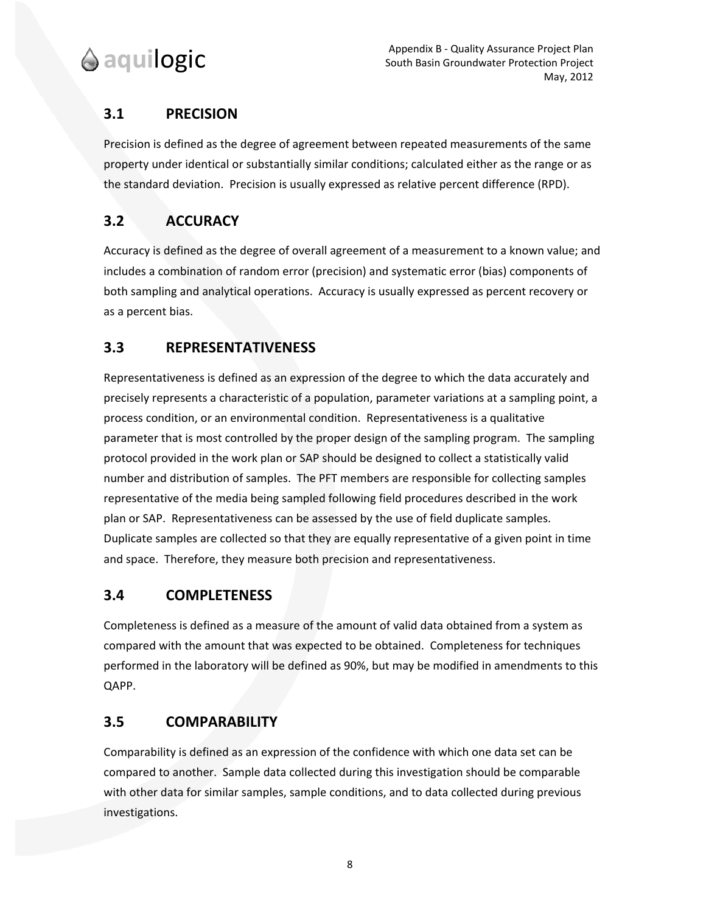## 3.1 PRECISION

Precision is defined as the degree of agreement between repeated measurements of the same property under identical or substantially similar conditions; calculated either as the range or as the standard deviation. Precision is usually expressed as relative percent difference (RPD).

## 3.2 ACCURACY

Accuracy is defined as the degree of overall agreement of a measurement to a known value; and includes a combination of random error (precision) and systematic error (bias) components of both sampling and analytical operations. Accuracy is usually expressed as percent recovery or as a percent bias.

## 3.3 REPRESENTATIVENESS

Representativeness is defined as an expression of the degree to which the data accurately and precisely represents a characteristic of a population, parameter variations at a sampling point, a process condition, or an environmental condition. Representativeness is a qualitative parameter that is most controlled by the proper design of the sampling program. The sampling protocol provided in the work plan or SAP should be designed to collect a statistically valid number and distribution of samples. The PFT members are responsible for collecting samples representative of the media being sampled following field procedures described in the work plan or SAP. Representativeness can be assessed by the use of field duplicate samples. Duplicate samples are collected so that they are equally representative of a given point in time and space. Therefore, they measure both precision and representativeness.

## 3.4 COMPLETENESS

Completeness is defined as a measure of the amount of valid data obtained from a system as compared with the amount that was expected to be obtained. Completeness for techniques performed in the laboratory will be defined as 90%, but may be modified in amendments to this QAPP.

## 3.5 COMPARABILITY

Comparability is defined as an expression of the confidence with which one data set can be compared to another. Sample data collected during this investigation should be comparable with other data for similar samples, sample conditions, and to data collected during previous investigations.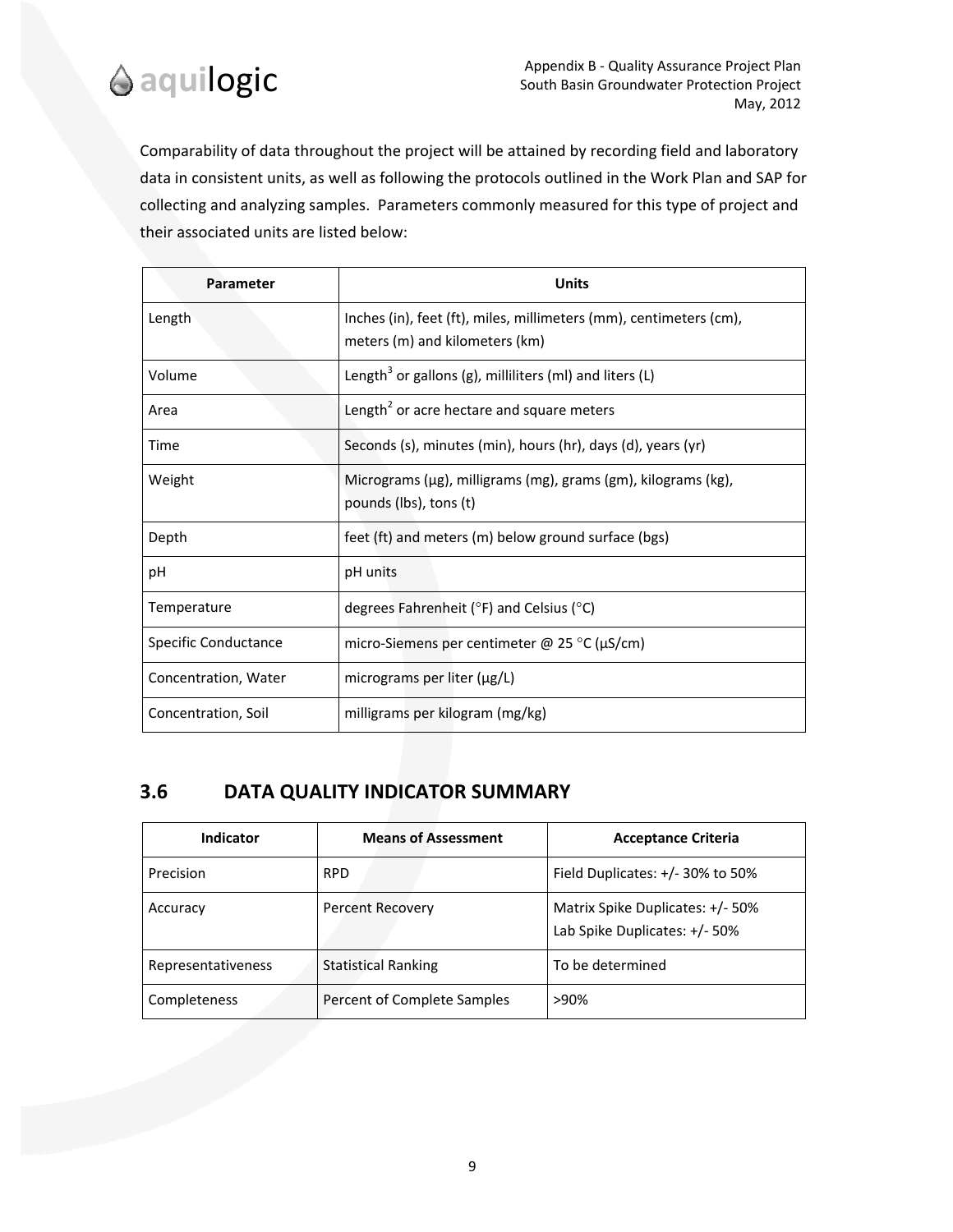Comparability of data throughout the project will be attained by recording field and laboratory data in consistent units, as well as following the protocols outlined in the Work Plan and SAP for collecting and analyzing samples. Parameters commonly measured for this type of project and their associated units are listed below:

| Parameter | Units |
|---|---|
| Length | Inches (in), feet (ft), miles, millimeters (mm), centimeters (cm), meters (m) and kilometers (km) |
| Volume | $Length^3$ or gallons (g), milliliters (ml) and liters (L) |
| Area | $Length^2$ or acre hectare and square meters |
| Time | Seconds (s), minutes (min), hours (hr), days (d), years (yr) |
| Weight | Micrograms (µg), milligrams (mg), grams (gm), kilograms (kg), pounds (lbs), tons (t) |
| Depth | feet (ft) and meters (m) below ground surface (bgs) |
| pH | pH units |
| Temperature | degrees Fahrenheit (°F) and Celsius (°C) |
| Specific Conductance | micro-Siemens per centimeter @ 25 °C (µS/cm) |
| Concentration, Water | micrograms per liter (µg/L) |
| Concentration, Soil | milligrams per kilogram (mg/kg) |

## 3.6 DATA QUALITY INDICATOR SUMMARY

| Indicator | Means of Assessment | Acceptance Criteria |
|---|---|---|
| Precision | RPD | Field Duplicates: +/- 30% to 50% |
| Accuracy | Percent Recovery | Matrix Spike Duplicates: +/- 50%<br>Lab Spike Duplicates: +/- 50% |
| Representativeness | Statistical Ranking | To be determined |
| Completeness | Percent of Complete Samples | >90% |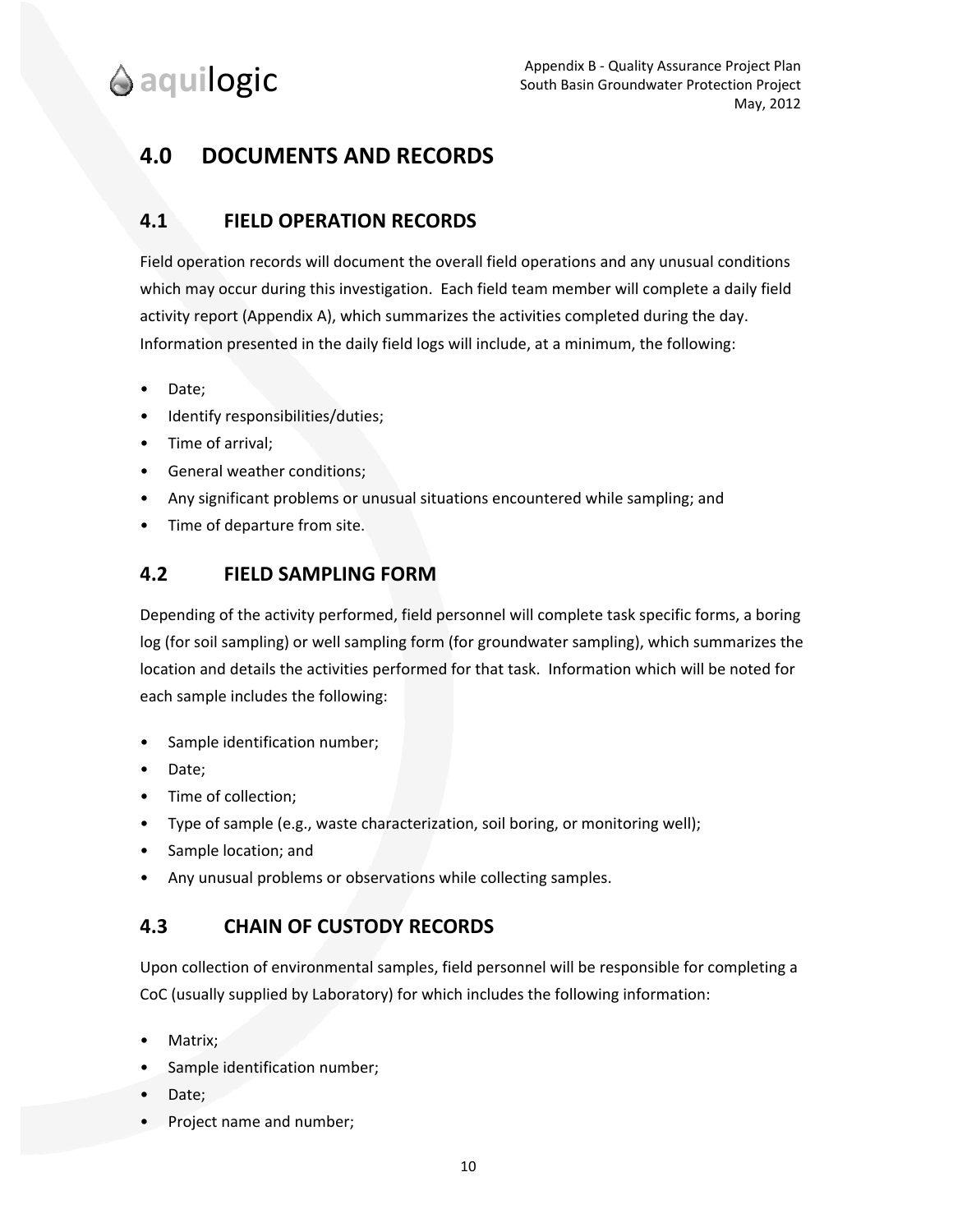# 4.0 DOCUMENTS AND RECORDS

## 4.1 FIELD OPERATION RECORDS

Field operation records will document the overall field operations and any unusual conditions which may occur during this investigation. Each field team member will complete a daily field activity report (Appendix A), which summarizes the activities completed during the day. Information presented in the daily field logs will include, at a minimum, the following:

- Date;
- Identify responsibilities/duties;
- Time of arrival;
- General weather conditions;
- Any significant problems or unusual situations encountered while sampling; and
- Time of departure from site.

## 4.2 FIELD SAMPLING FORM

Depending of the activity performed, field personnel will complete task specific forms, a boring log (for soil sampling) or well sampling form (for groundwater sampling), which summarizes the location and details the activities performed for that task. Information which will be noted for each sample includes the following:

- Sample identification number;
- Date;
- Time of collection;
- Type of sample (e.g., waste characterization, soil boring, or monitoring well);
- Sample location; and
- Any unusual problems or observations while collecting samples.

## 4.3 CHAIN OF CUSTODY RECORDS

Upon collection of environmental samples, field personnel will be responsible for completing a CoC (usually supplied by Laboratory) for which includes the following information:

- Matrix;
- Sample identification number;
- Date;
- Project name and number;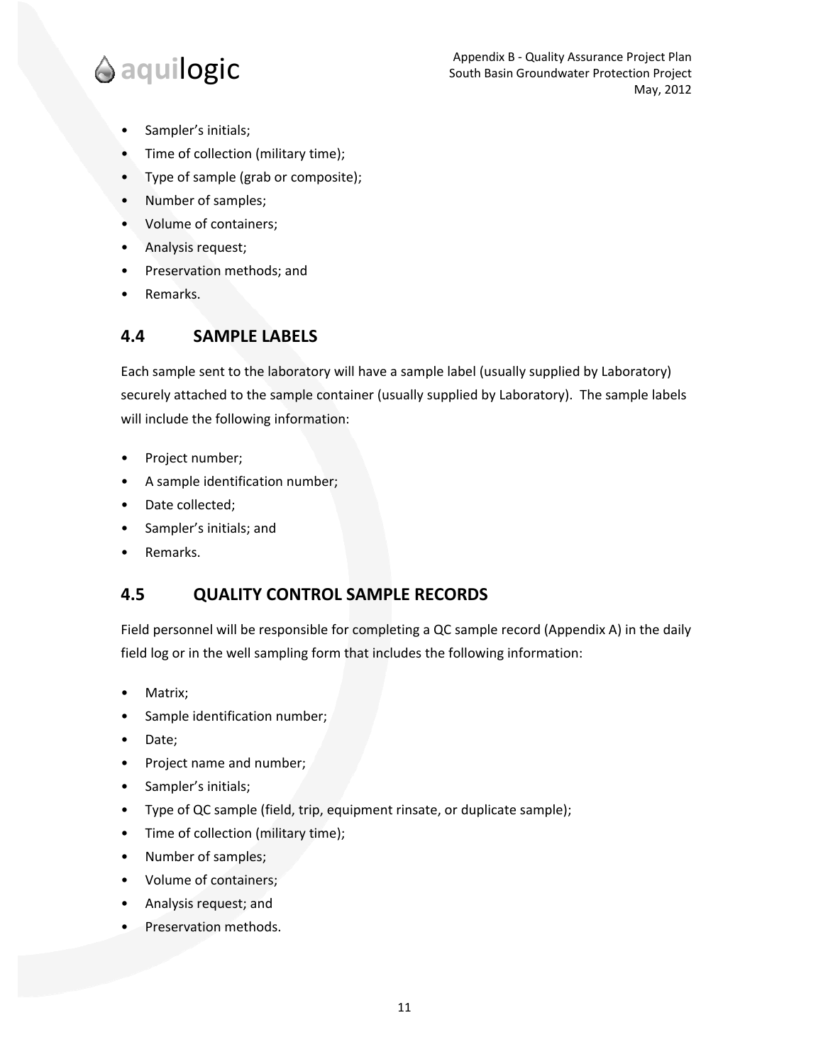- Sampler's initials;
- Time of collection (military time);
- Type of sample (grab or composite);
- Number of samples;
- Volume of containers;
- Analysis request;
- Preservation methods; and
- Remarks.

## 4.4 SAMPLE LABELS

Each sample sent to the laboratory will have a sample label (usually supplied by Laboratory) securely attached to the sample container (usually supplied by Laboratory). The sample labels will include the following information:

- Project number;
- A sample identification number;
- Date collected;
- Sampler's initials; and
- Remarks.

## 4.5 QUALITY CONTROL SAMPLE RECORDS

Field personnel will be responsible for completing a QC sample record (Appendix A) in the daily field log or in the well sampling form that includes the following information:

- Matrix;
- Sample identification number;
- Date;
- Project name and number;
- Sampler's initials;
- Type of QC sample (field, trip, equipment rinsate, or duplicate sample);
- Time of collection (military time);
- Number of samples;
- Volume of containers;
- Analysis request; and
- Preservation methods.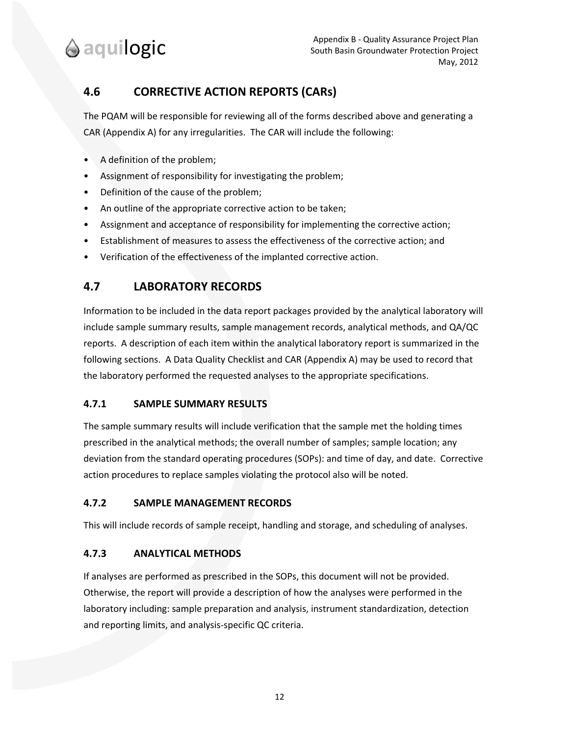## 4.6 CORRECTIVE ACTION REPORTS (CARs)

The PQAM will be responsible for reviewing all of the forms described above and generating a CAR (Appendix A) for any irregularities. The CAR will include the following:

- A definition of the problem;
- Assignment of responsibility for investigating the problem;
- Definition of the cause of the problem;
- An outline of the appropriate corrective action to be taken;
- Assignment and acceptance of responsibility for implementing the corrective action;
- Establishment of measures to assess the effectiveness of the corrective action; and
- Verification of the effectiveness of the implanted corrective action.

## 4.7 LABORATORY RECORDS

Information to be included in the data report packages provided by the analytical laboratory will include sample summary results, sample management records, analytical methods, and QA/QC reports. A description of each item within the analytical laboratory report is summarized in the following sections. A Data Quality Checklist and CAR (Appendix A) may be used to record that the laboratory performed the requested analyses to the appropriate specifications.

### 4.7.1 SAMPLE SUMMARY RESULTS

The sample summary results will include verification that the sample met the holding times prescribed in the analytical methods; the overall number of samples; sample location; any deviation from the standard operating procedures (SOPs): and time of day, and date. Corrective action procedures to replace samples violating the protocol also will be noted.

### 4.7.2 SAMPLE MANAGEMENT RECORDS

This will include records of sample receipt, handling and storage, and scheduling of analyses.

### 4.7.3 ANALYTICAL METHODS

If analyses are performed as prescribed in the SOPs, this document will not be provided. Otherwise, the report will provide a description of how the analyses were performed in the laboratory including: sample preparation and analysis, instrument standardization, detection and reporting limits, and analysis-specific QC criteria.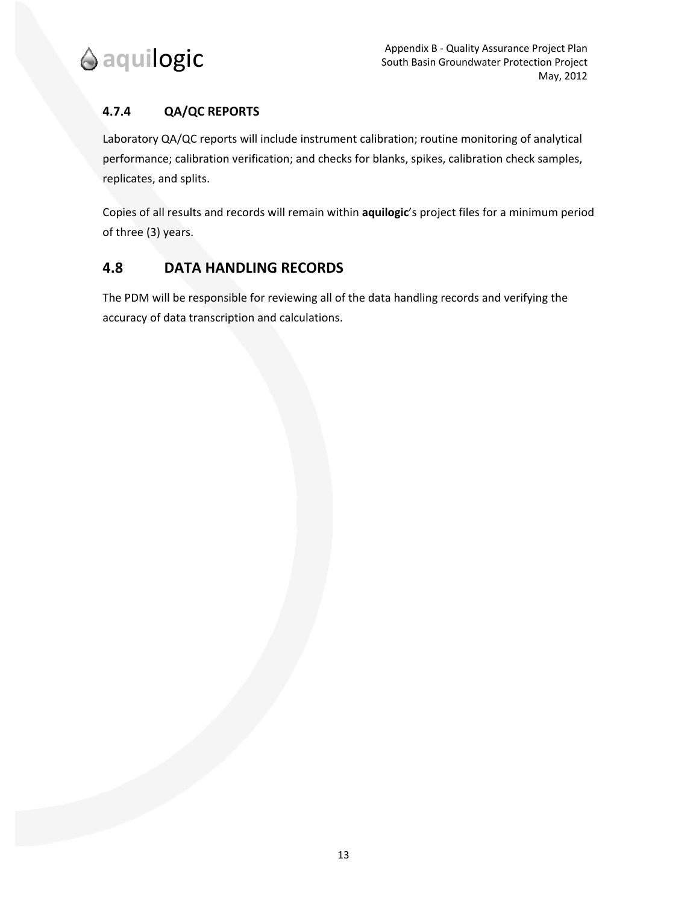### 4.7.4 QA/QC REPORTS

Laboratory QA/QC reports will include instrument calibration; routine monitoring of analytical performance; calibration verification; and checks for blanks, spikes, calibration check samples, replicates, and splits.

Copies of all results and records will remain within **aquilogic**'s project files for a minimum period of three (3) years.

## 4.8 DATA HANDLING RECORDS

The PDM will be responsible for reviewing all of the data handling records and verifying the accuracy of data transcription and calculations.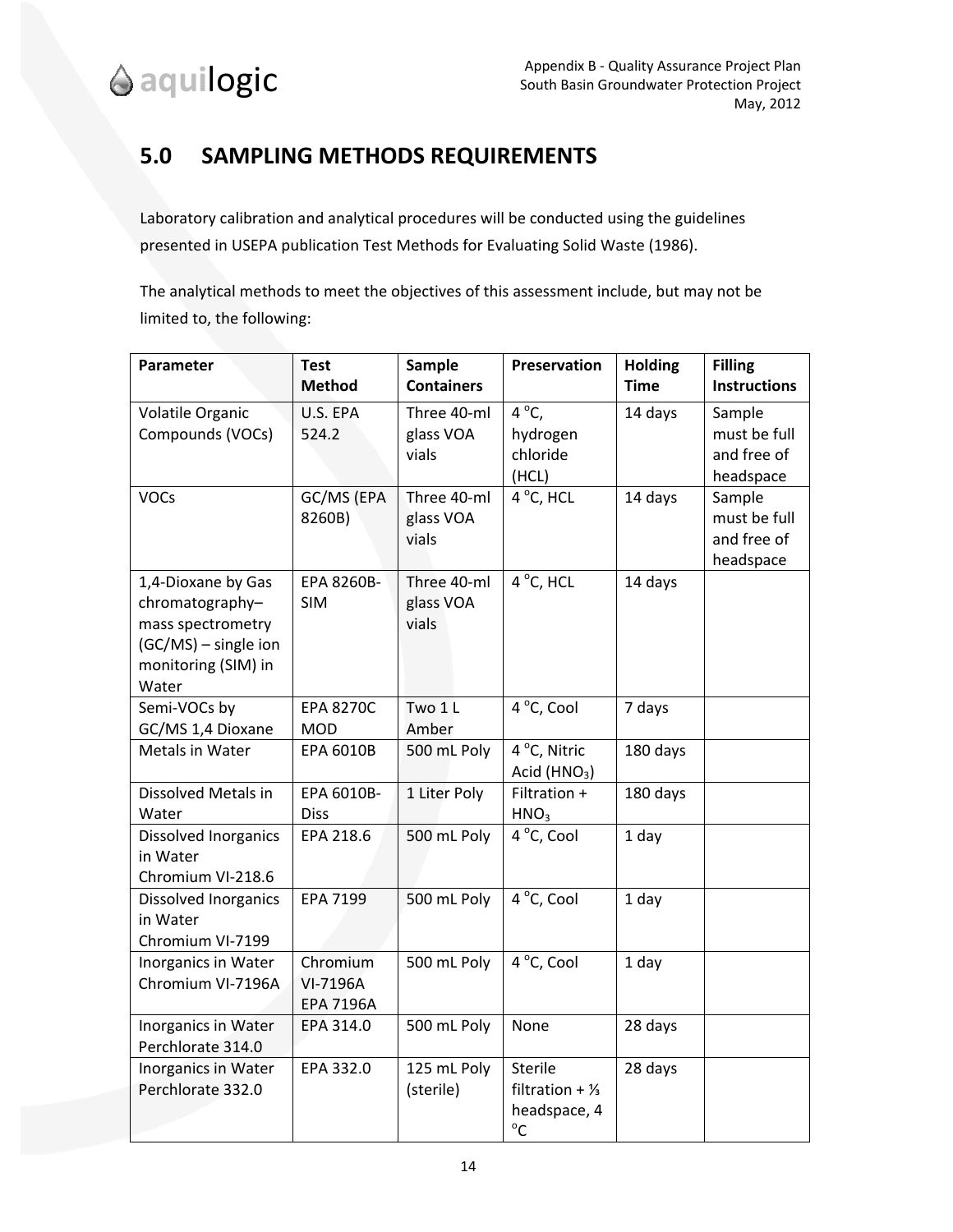## 5.0 SAMPLING METHODS REQUIREMENTS

Laboratory calibration and analytical procedures will be conducted using the guidelines presented in USEPA publication Test Methods for Evaluating Solid Waste (1986).

The analytical methods to meet the objectives of this assessment include, but may not be limited to, the following:

| Parameter | Test Method | Sample Containers | Preservation | Holding Time | Filling Instructions |
|---|---|---|---|---|---|
| Volatile Organic Compounds (VOCs) | U.S. EPA 524.2 | Three 40-ml glass VOA vials | 4 °C, hydrogen chloride (HCL) | 14 days | Sample must be full and free of headspace |
| VOCs | GC/MS (EPA 8260B) | Three 40-ml glass VOA vials | 4 °C, HCL | 14 days | Sample must be full and free of headspace |
| 1,4-Dioxane by Gas chromatography–mass spectrometry (GC/MS) – single ion monitoring (SIM) in Water | EPA 8260B-SIM | Three 40-ml glass VOA vials | 4 °C, HCL | 14 days | |
| Semi-VOCs by GC/MS 1,4 Dioxane | EPA 8270C MOD | Two 1 L Amber | 4 °C, Cool | 7 days | |
| Metals in Water | EPA 6010B | 500 mL Poly | 4 °C, Nitric Acid ($HNO_3$) | 180 days | |
| Dissolved Metals in Water | EPA 6010B-Diss | 1 Liter Poly | Filtration + $HNO_3$ | 180 days | |
| Dissolved Inorganics in Water Chromium VI-218.6 | EPA 218.6 | 500 mL Poly | 4 °C, Cool | 1 day | |
| Dissolved Inorganics in Water Chromium VI-7199 | EPA 7199 | 500 mL Poly | 4 °C, Cool | 1 day | |
| Inorganics in Water Chromium VI-7196A | Chromium VI-7196A EPA 7196A | 500 mL Poly | 4 °C, Cool | 1 day | |
| Inorganics in Water Perchlorate 314.0 | EPA 314.0 | 500 mL Poly | None | 28 days | |
| Inorganics in Water Perchlorate 332.0 | EPA 332.0 | 125 mL Poly (sterile) | Sterile filtration + ⅓ headspace, 4 °C | 28 days | |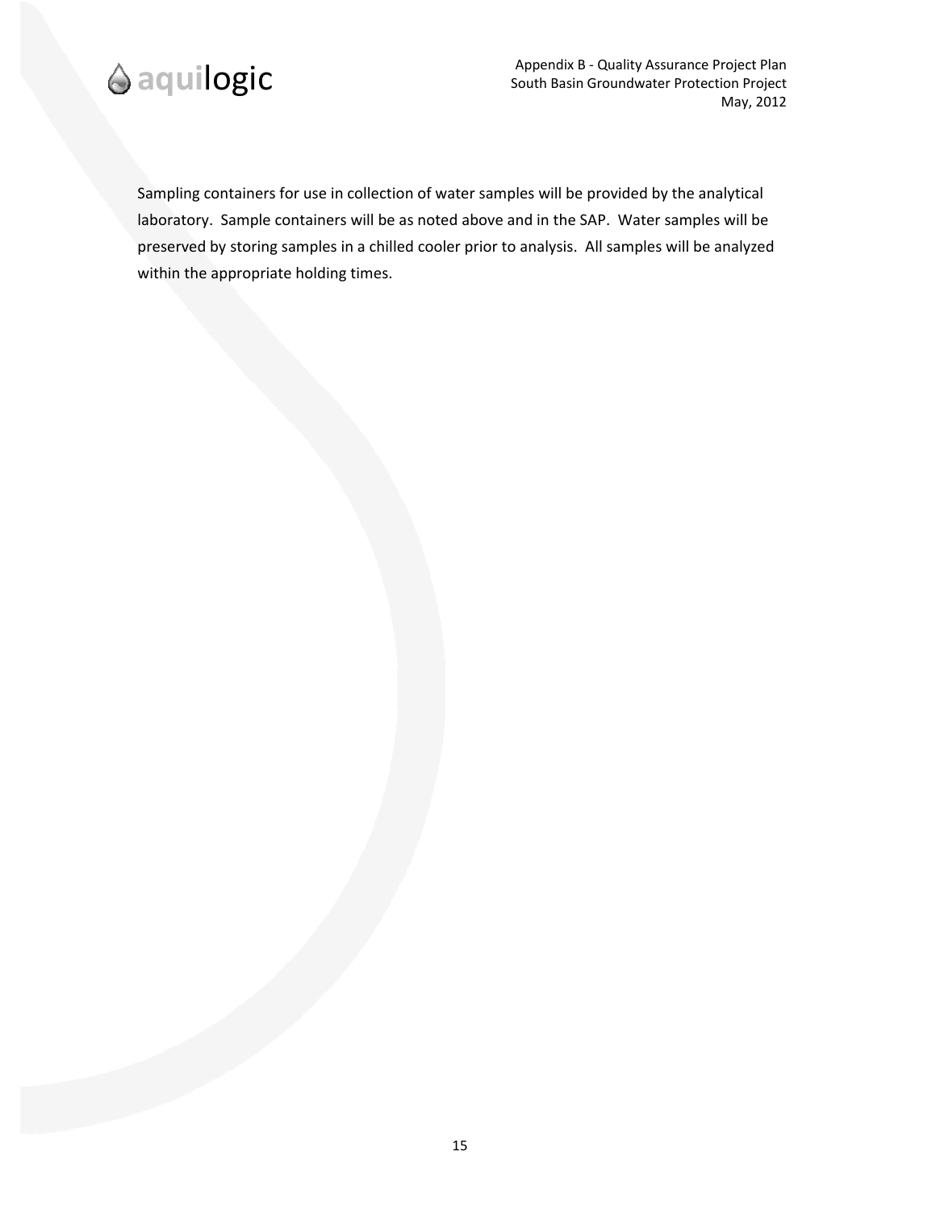Sampling containers for use in collection of water samples will be provided by the analytical laboratory. Sample containers will be as noted above and in the SAP. Water samples will be preserved by storing samples in a chilled cooler prior to analysis. All samples will be analyzed within the appropriate holding times.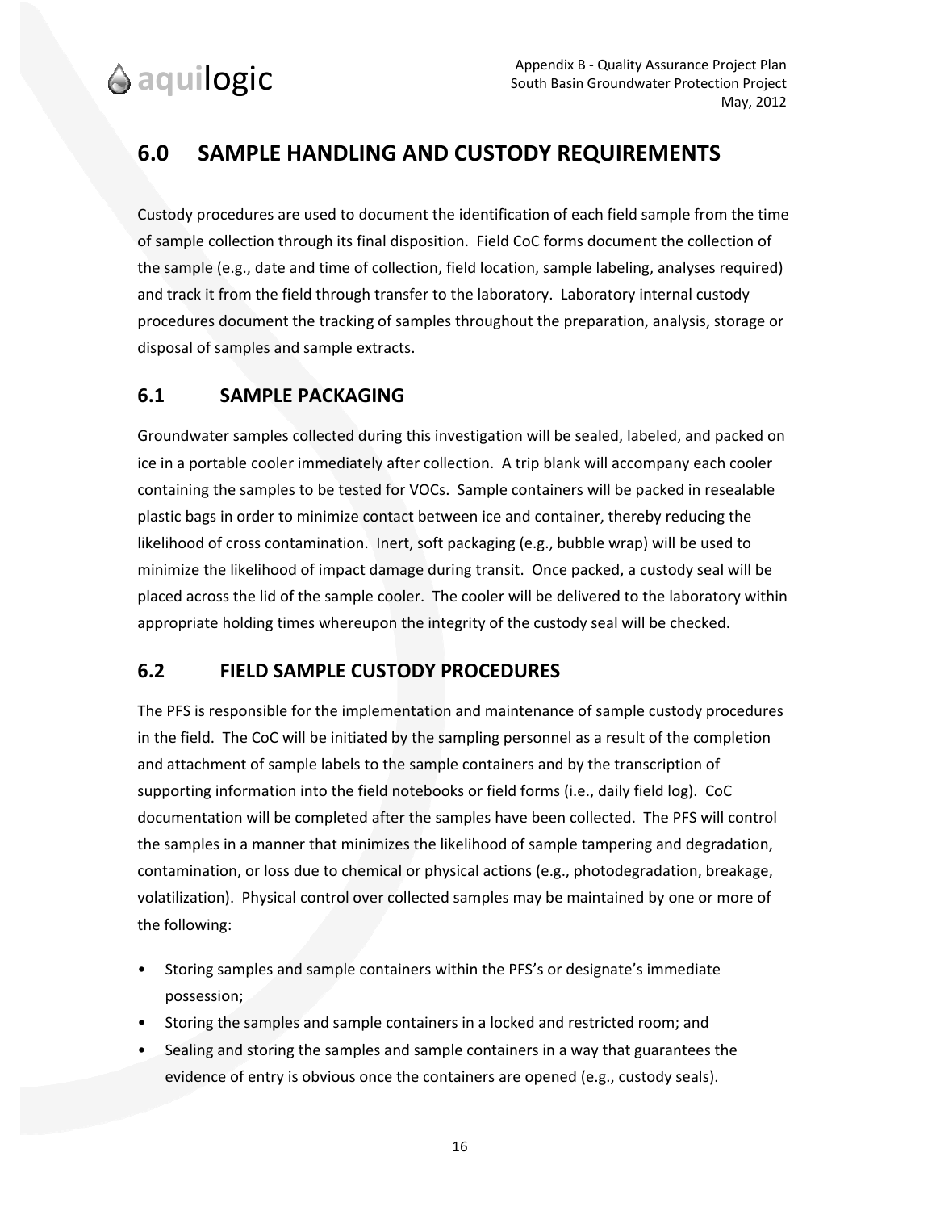## 6.0 SAMPLE HANDLING AND CUSTODY REQUIREMENTS

Custody procedures are used to document the identification of each field sample from the time of sample collection through its final disposition. Field CoC forms document the collection of the sample (e.g., date and time of collection, field location, sample labeling, analyses required) and track it from the field through transfer to the laboratory. Laboratory internal custody procedures document the tracking of samples throughout the preparation, analysis, storage or disposal of samples and sample extracts.

### 6.1 SAMPLE PACKAGING

Groundwater samples collected during this investigation will be sealed, labeled, and packed on ice in a portable cooler immediately after collection. A trip blank will accompany each cooler containing the samples to be tested for VOCs. Sample containers will be packed in resealable plastic bags in order to minimize contact between ice and container, thereby reducing the likelihood of cross contamination. Inert, soft packaging (e.g., bubble wrap) will be used to minimize the likelihood of impact damage during transit. Once packed, a custody seal will be placed across the lid of the sample cooler. The cooler will be delivered to the laboratory within appropriate holding times whereupon the integrity of the custody seal will be checked.

### 6.2 FIELD SAMPLE CUSTODY PROCEDURES

The PFS is responsible for the implementation and maintenance of sample custody procedures in the field. The CoC will be initiated by the sampling personnel as a result of the completion and attachment of sample labels to the sample containers and by the transcription of supporting information into the field notebooks or field forms (i.e., daily field log). CoC documentation will be completed after the samples have been collected. The PFS will control the samples in a manner that minimizes the likelihood of sample tampering and degradation, contamination, or loss due to chemical or physical actions (e.g., photodegradation, breakage, volatilization). Physical control over collected samples may be maintained by one or more of the following:

- Storing samples and sample containers within the PFS's or designate's immediate possession;
- Storing the samples and sample containers in a locked and restricted room; and
- Sealing and storing the samples and sample containers in a way that guarantees the evidence of entry is obvious once the containers are opened (e.g., custody seals).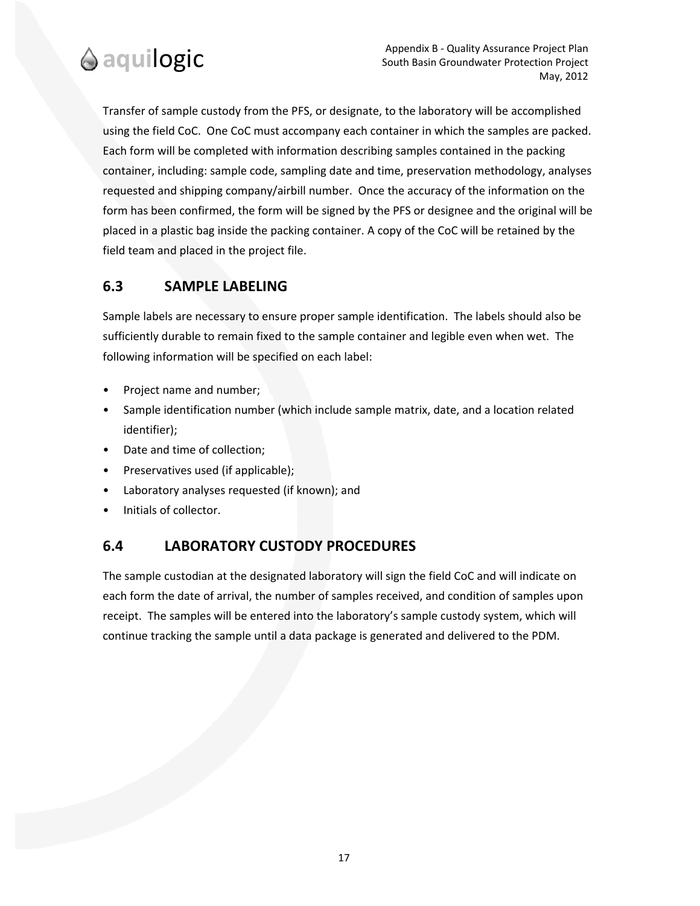Transfer of sample custody from the PFS, or designate, to the laboratory will be accomplished using the field CoC. One CoC must accompany each container in which the samples are packed. Each form will be completed with information describing samples contained in the packing container, including: sample code, sampling date and time, preservation methodology, analyses requested and shipping company/airbill number. Once the accuracy of the information on the form has been confirmed, the form will be signed by the PFS or designee and the original will be placed in a plastic bag inside the packing container. A copy of the CoC will be retained by the field team and placed in the project file.

## 6.3 SAMPLE LABELING

Sample labels are necessary to ensure proper sample identification. The labels should also be sufficiently durable to remain fixed to the sample container and legible even when wet. The following information will be specified on each label:

- Project name and number;
- Sample identification number (which include sample matrix, date, and a location related identifier);
- Date and time of collection;
- Preservatives used (if applicable);
- Laboratory analyses requested (if known); and
- Initials of collector.

## 6.4 LABORATORY CUSTODY PROCEDURES

The sample custodian at the designated laboratory will sign the field CoC and will indicate on each form the date of arrival, the number of samples received, and condition of samples upon receipt. The samples will be entered into the laboratory's sample custody system, which will continue tracking the sample until a data package is generated and delivered to the PDM.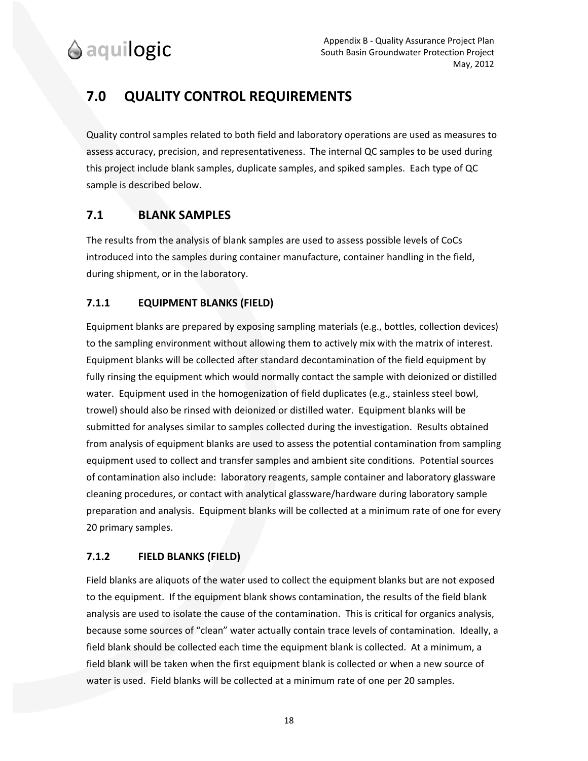# 7.0 QUALITY CONTROL REQUIREMENTS

Quality control samples related to both field and laboratory operations are used as measures to assess accuracy, precision, and representativeness. The internal QC samples to be used during this project include blank samples, duplicate samples, and spiked samples. Each type of QC sample is described below.

## 7.1 BLANK SAMPLES

The results from the analysis of blank samples are used to assess possible levels of CoCs introduced into the samples during container manufacture, container handling in the field, during shipment, or in the laboratory.

### 7.1.1 EQUIPMENT BLANKS (FIELD)

Equipment blanks are prepared by exposing sampling materials (e.g., bottles, collection devices) to the sampling environment without allowing them to actively mix with the matrix of interest. Equipment blanks will be collected after standard decontamination of the field equipment by fully rinsing the equipment which would normally contact the sample with deionized or distilled water. Equipment used in the homogenization of field duplicates (e.g., stainless steel bowl, trowel) should also be rinsed with deionized or distilled water. Equipment blanks will be submitted for analyses similar to samples collected during the investigation. Results obtained from analysis of equipment blanks are used to assess the potential contamination from sampling equipment used to collect and transfer samples and ambient site conditions. Potential sources of contamination also include: laboratory reagents, sample container and laboratory glassware cleaning procedures, or contact with analytical glassware/hardware during laboratory sample preparation and analysis. Equipment blanks will be collected at a minimum rate of one for every 20 primary samples.

### 7.1.2 FIELD BLANKS (FIELD)

Field blanks are aliquots of the water used to collect the equipment blanks but are not exposed to the equipment. If the equipment blank shows contamination, the results of the field blank analysis are used to isolate the cause of the contamination. This is critical for organics analysis, because some sources of "clean" water actually contain trace levels of contamination. Ideally, a field blank should be collected each time the equipment blank is collected. At a minimum, a field blank will be taken when the first equipment blank is collected or when a new source of water is used. Field blanks will be collected at a minimum rate of one per 20 samples.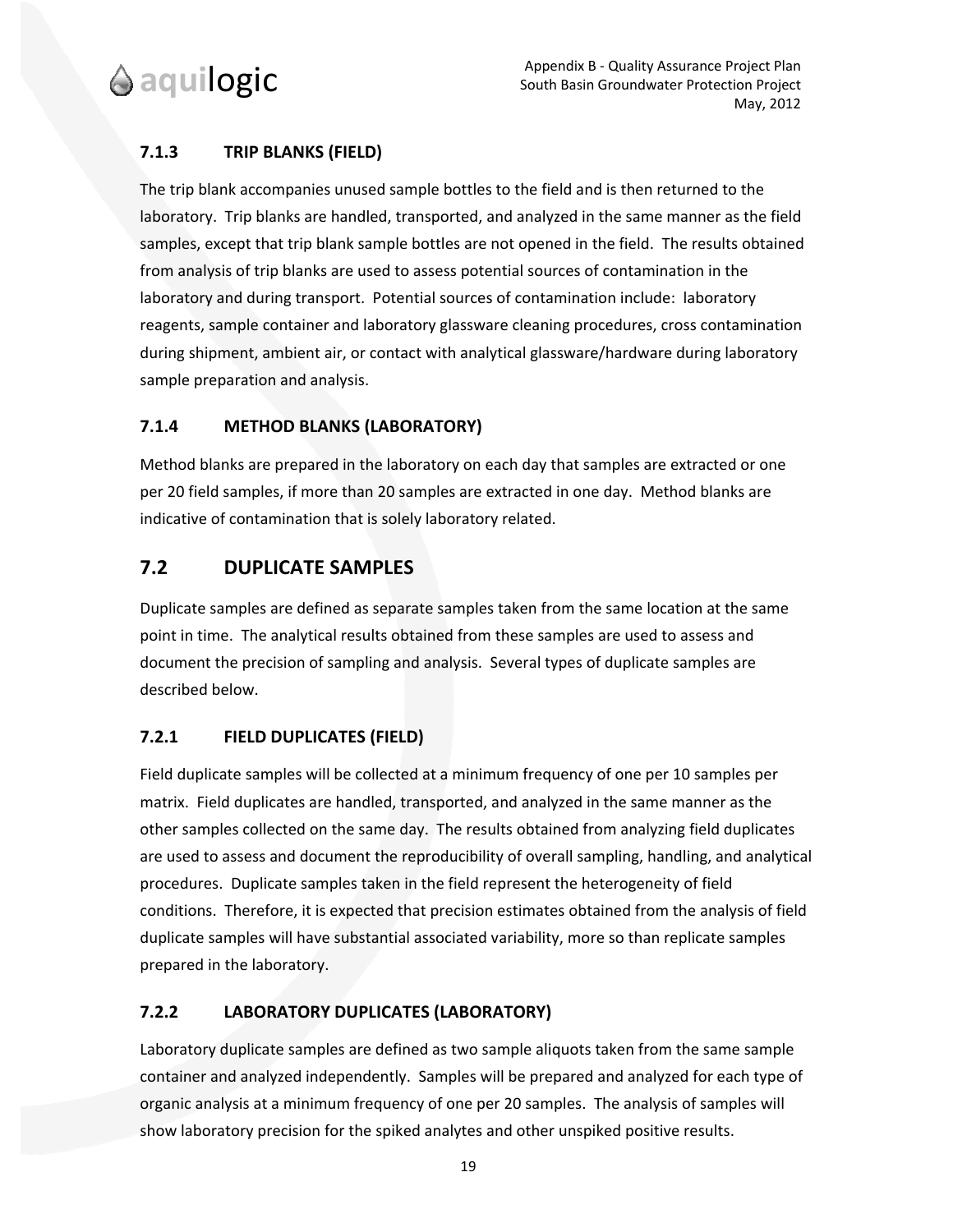### 7.1.3 TRIP BLANKS (FIELD)

The trip blank accompanies unused sample bottles to the field and is then returned to the laboratory. Trip blanks are handled, transported, and analyzed in the same manner as the field samples, except that trip blank sample bottles are not opened in the field. The results obtained from analysis of trip blanks are used to assess potential sources of contamination in the laboratory and during transport. Potential sources of contamination include: laboratory reagents, sample container and laboratory glassware cleaning procedures, cross contamination during shipment, ambient air, or contact with analytical glassware/hardware during laboratory sample preparation and analysis.

### 7.1.4 METHOD BLANKS (LABORATORY)

Method blanks are prepared in the laboratory on each day that samples are extracted or one per 20 field samples, if more than 20 samples are extracted in one day. Method blanks are indicative of contamination that is solely laboratory related.

## 7.2 DUPLICATE SAMPLES

Duplicate samples are defined as separate samples taken from the same location at the same point in time. The analytical results obtained from these samples are used to assess and document the precision of sampling and analysis. Several types of duplicate samples are described below.

### 7.2.1 FIELD DUPLICATES (FIELD)

Field duplicate samples will be collected at a minimum frequency of one per 10 samples per matrix. Field duplicates are handled, transported, and analyzed in the same manner as the other samples collected on the same day. The results obtained from analyzing field duplicates are used to assess and document the reproducibility of overall sampling, handling, and analytical procedures. Duplicate samples taken in the field represent the heterogeneity of field conditions. Therefore, it is expected that precision estimates obtained from the analysis of field duplicate samples will have substantial associated variability, more so than replicate samples prepared in the laboratory.

### 7.2.2 LABORATORY DUPLICATES (LABORATORY)

Laboratory duplicate samples are defined as two sample aliquots taken from the same sample container and analyzed independently. Samples will be prepared and analyzed for each type of organic analysis at a minimum frequency of one per 20 samples. The analysis of samples will show laboratory precision for the spiked analytes and other unspiked positive results.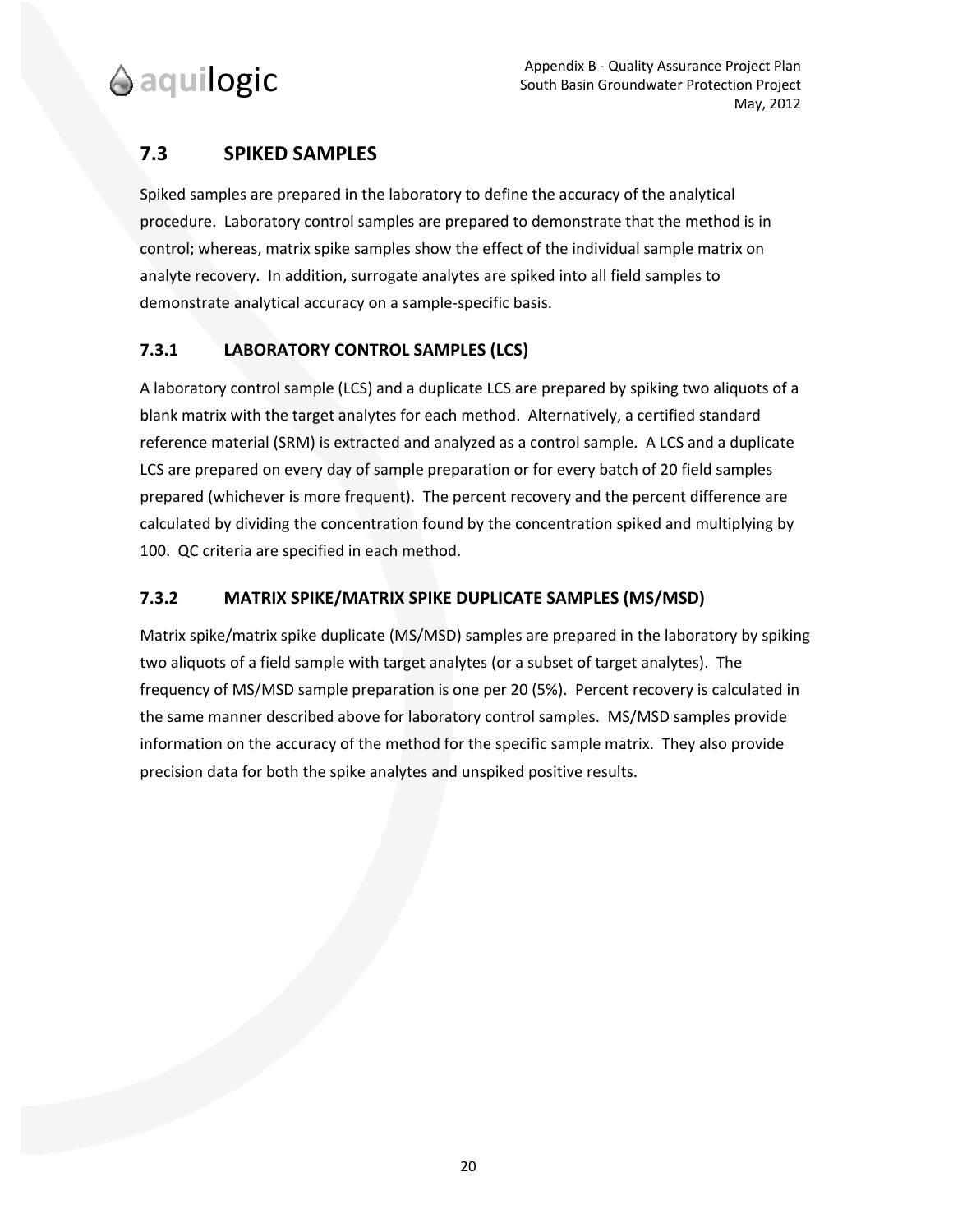## 7.3 SPIKED SAMPLES

Spiked samples are prepared in the laboratory to define the accuracy of the analytical procedure. Laboratory control samples are prepared to demonstrate that the method is in control; whereas, matrix spike samples show the effect of the individual sample matrix on analyte recovery. In addition, surrogate analytes are spiked into all field samples to demonstrate analytical accuracy on a sample-specific basis.

### 7.3.1 LABORATORY CONTROL SAMPLES (LCS)

A laboratory control sample (LCS) and a duplicate LCS are prepared by spiking two aliquots of a blank matrix with the target analytes for each method. Alternatively, a certified standard reference material (SRM) is extracted and analyzed as a control sample. A LCS and a duplicate LCS are prepared on every day of sample preparation or for every batch of 20 field samples prepared (whichever is more frequent). The percent recovery and the percent difference are calculated by dividing the concentration found by the concentration spiked and multiplying by 100. QC criteria are specified in each method.

### 7.3.2 MATRIX SPIKE/MATRIX SPIKE DUPLICATE SAMPLES (MS/MSD)

Matrix spike/matrix spike duplicate (MS/MSD) samples are prepared in the laboratory by spiking two aliquots of a field sample with target analytes (or a subset of target analytes). The frequency of MS/MSD sample preparation is one per 20 (5%). Percent recovery is calculated in the same manner described above for laboratory control samples. MS/MSD samples provide information on the accuracy of the method for the specific sample matrix. They also provide precision data for both the spike analytes and unspiked positive results.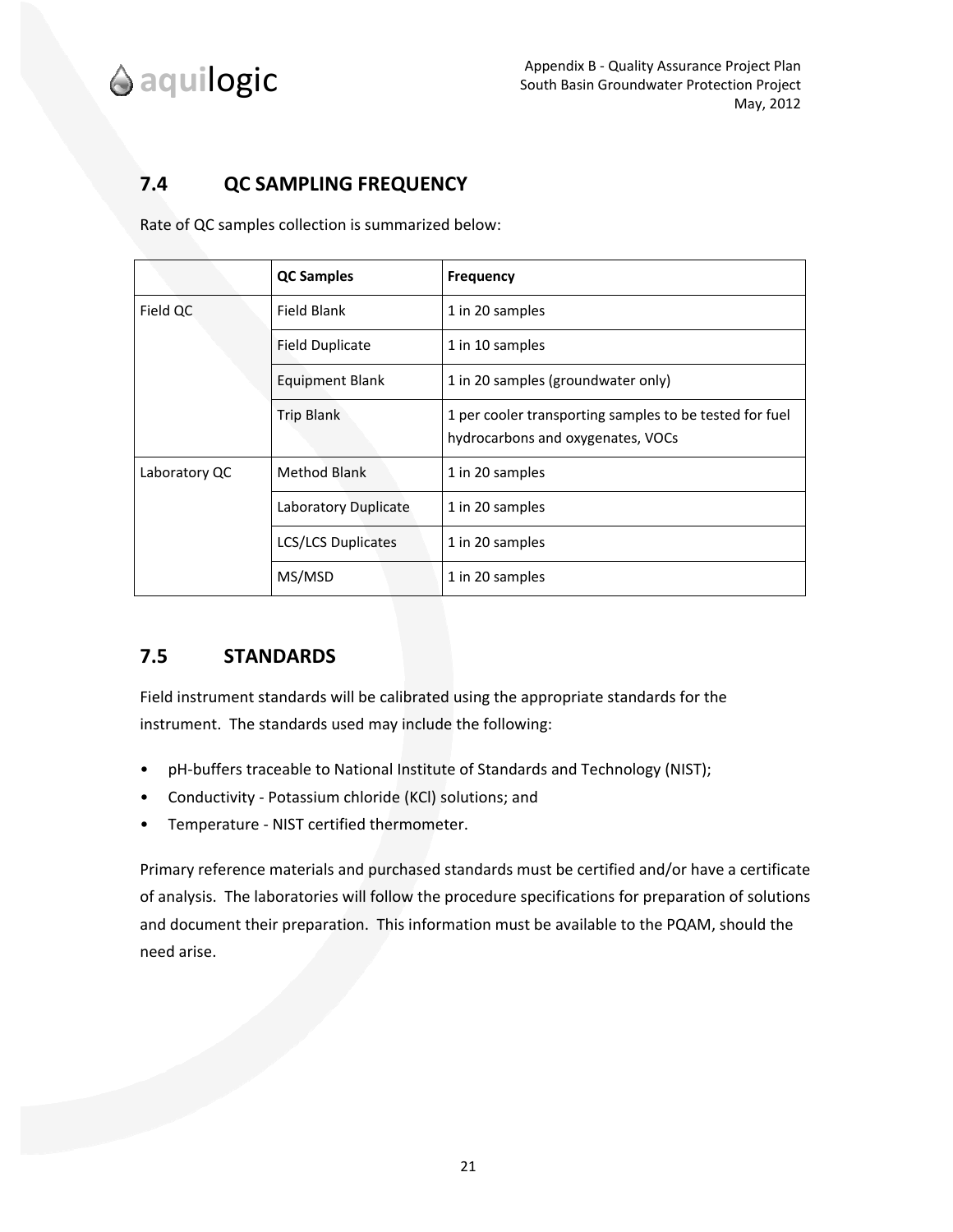## 7.4 QC SAMPLING FREQUENCY

Rate of QC samples collection is summarized below:

| | QC Samples | Frequency |
|---|---|---|
| Field QC | Field Blank | 1 in 20 samples |
| | Field Duplicate | 1 in 10 samples |
| | Equipment Blank | 1 in 20 samples (groundwater only) |
| | Trip Blank | 1 per cooler transporting samples to be tested for fuel hydrocarbons and oxygenates, VOCs |
| Laboratory QC | Method Blank | 1 in 20 samples |
| | Laboratory Duplicate | 1 in 20 samples |
| | LCS/LCS Duplicates | 1 in 20 samples |
| | MS/MSD | 1 in 20 samples |

## 7.5 STANDARDS

Field instrument standards will be calibrated using the appropriate standards for the instrument. The standards used may include the following:

- pH-buffers traceable to National Institute of Standards and Technology (NIST);
- Conductivity - Potassium chloride (KCl) solutions; and
- Temperature - NIST certified thermometer.

Primary reference materials and purchased standards must be certified and/or have a certificate of analysis. The laboratories will follow the procedure specifications for preparation of solutions and document their preparation. This information must be available to the PQAM, should the need arise.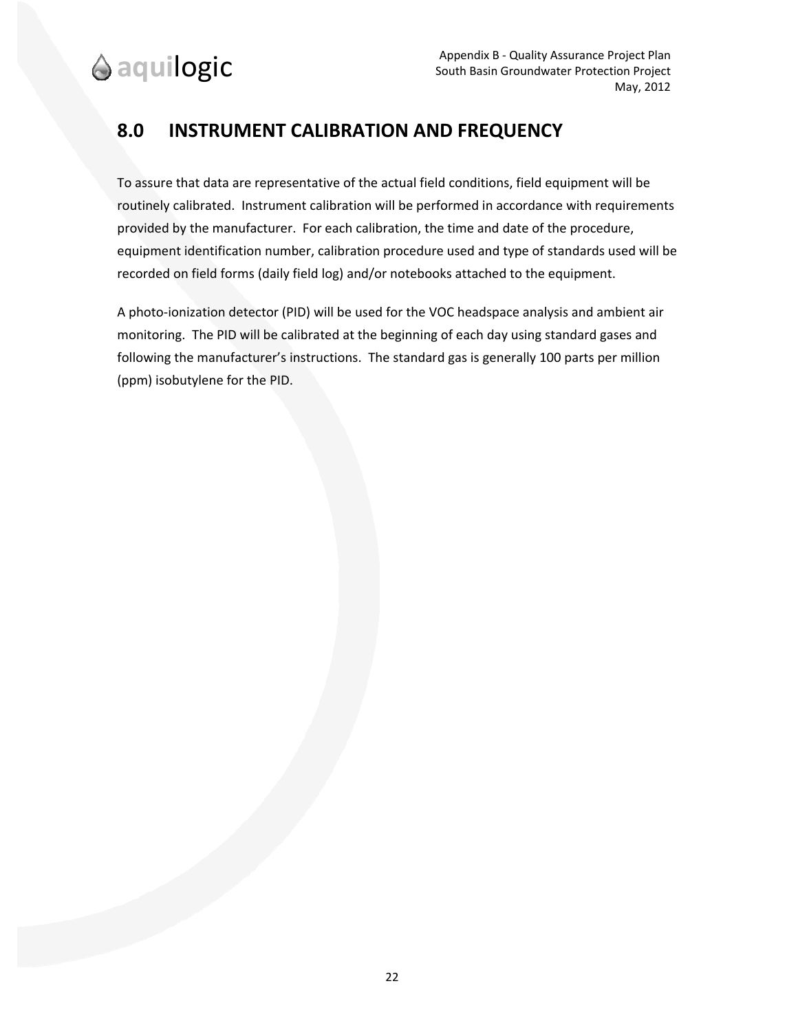## 8.0 INSTRUMENT CALIBRATION AND FREQUENCY

To assure that data are representative of the actual field conditions, field equipment will be routinely calibrated. Instrument calibration will be performed in accordance with requirements provided by the manufacturer. For each calibration, the time and date of the procedure, equipment identification number, calibration procedure used and type of standards used will be recorded on field forms (daily field log) and/or notebooks attached to the equipment.

A photo-ionization detector (PID) will be used for the VOC headspace analysis and ambient air monitoring. The PID will be calibrated at the beginning of each day using standard gases and following the manufacturer's instructions. The standard gas is generally 100 parts per million (ppm) isobutylene for the PID.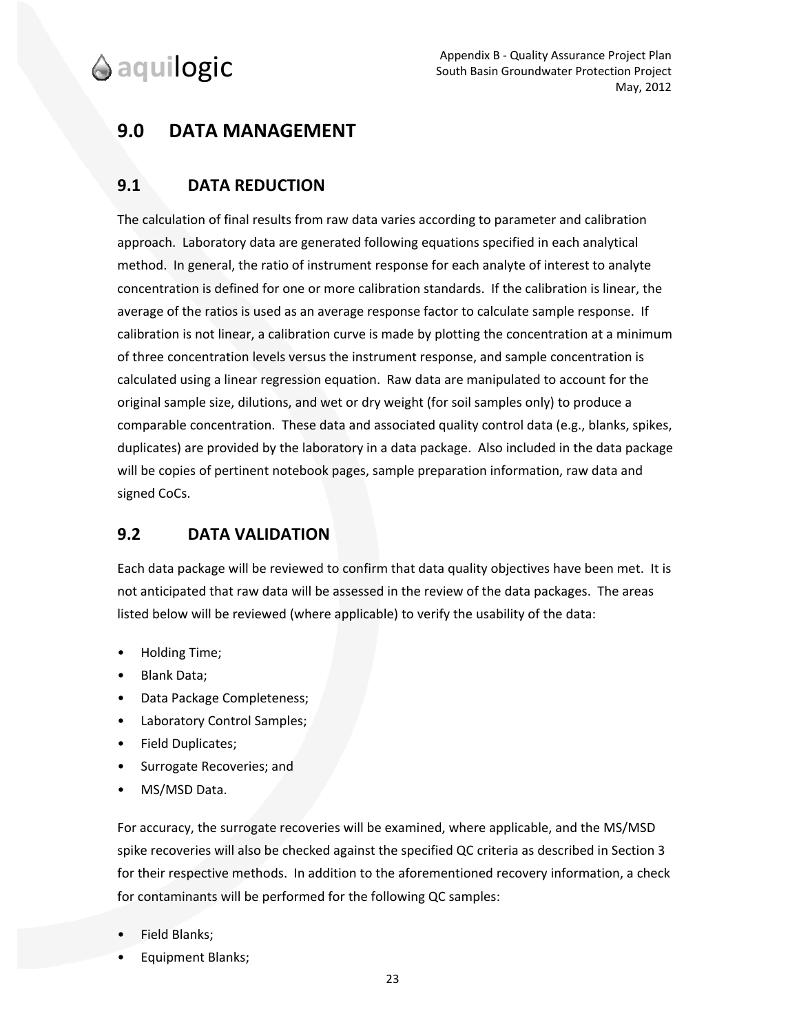# 9.0 DATA MANAGEMENT

## 9.1 DATA REDUCTION

The calculation of final results from raw data varies according to parameter and calibration approach. Laboratory data are generated following equations specified in each analytical method. In general, the ratio of instrument response for each analyte of interest to analyte concentration is defined for one or more calibration standards. If the calibration is linear, the average of the ratios is used as an average response factor to calculate sample response. If calibration is not linear, a calibration curve is made by plotting the concentration at a minimum of three concentration levels versus the instrument response, and sample concentration is calculated using a linear regression equation. Raw data are manipulated to account for the original sample size, dilutions, and wet or dry weight (for soil samples only) to produce a comparable concentration. These data and associated quality control data (e.g., blanks, spikes, duplicates) are provided by the laboratory in a data package. Also included in the data package will be copies of pertinent notebook pages, sample preparation information, raw data and signed CoCs.

## 9.2 DATA VALIDATION

Each data package will be reviewed to confirm that data quality objectives have been met. It is not anticipated that raw data will be assessed in the review of the data packages. The areas listed below will be reviewed (where applicable) to verify the usability of the data:

- Holding Time;
- Blank Data;
- Data Package Completeness;
- Laboratory Control Samples;
- Field Duplicates;
- Surrogate Recoveries; and
- MS/MSD Data.

For accuracy, the surrogate recoveries will be examined, where applicable, and the MS/MSD spike recoveries will also be checked against the specified QC criteria as described in Section 3 for their respective methods. In addition to the aforementioned recovery information, a check for contaminants will be performed for the following QC samples:

- Field Blanks;
- Equipment Blanks;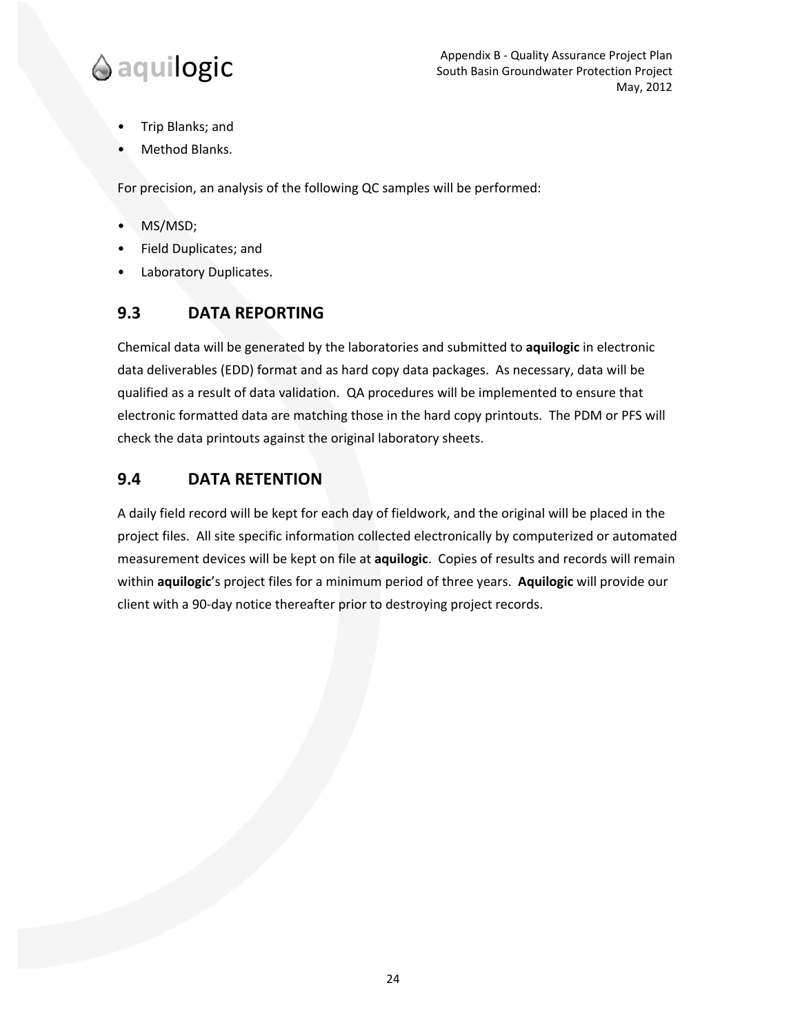- Trip Blanks; and
- Method Blanks.

For precision, an analysis of the following QC samples will be performed:

- MS/MSD;
- Field Duplicates; and
- Laboratory Duplicates.

## 9.3 DATA REPORTING

Chemical data will be generated by the laboratories and submitted to **aquilogic** in electronic data deliverables (EDD) format and as hard copy data packages. As necessary, data will be qualified as a result of data validation. QA procedures will be implemented to ensure that electronic formatted data are matching those in the hard copy printouts. The PDM or PFS will check the data printouts against the original laboratory sheets.

## 9.4 DATA RETENTION

A daily field record will be kept for each day of fieldwork, and the original will be placed in the project files. All site specific information collected electronically by computerized or automated measurement devices will be kept on file at **aquilogic**. Copies of results and records will remain within **aquilogic**'s project files for a minimum period of three years. **Aquilogic** will provide our client with a 90-day notice thereafter prior to destroying project records.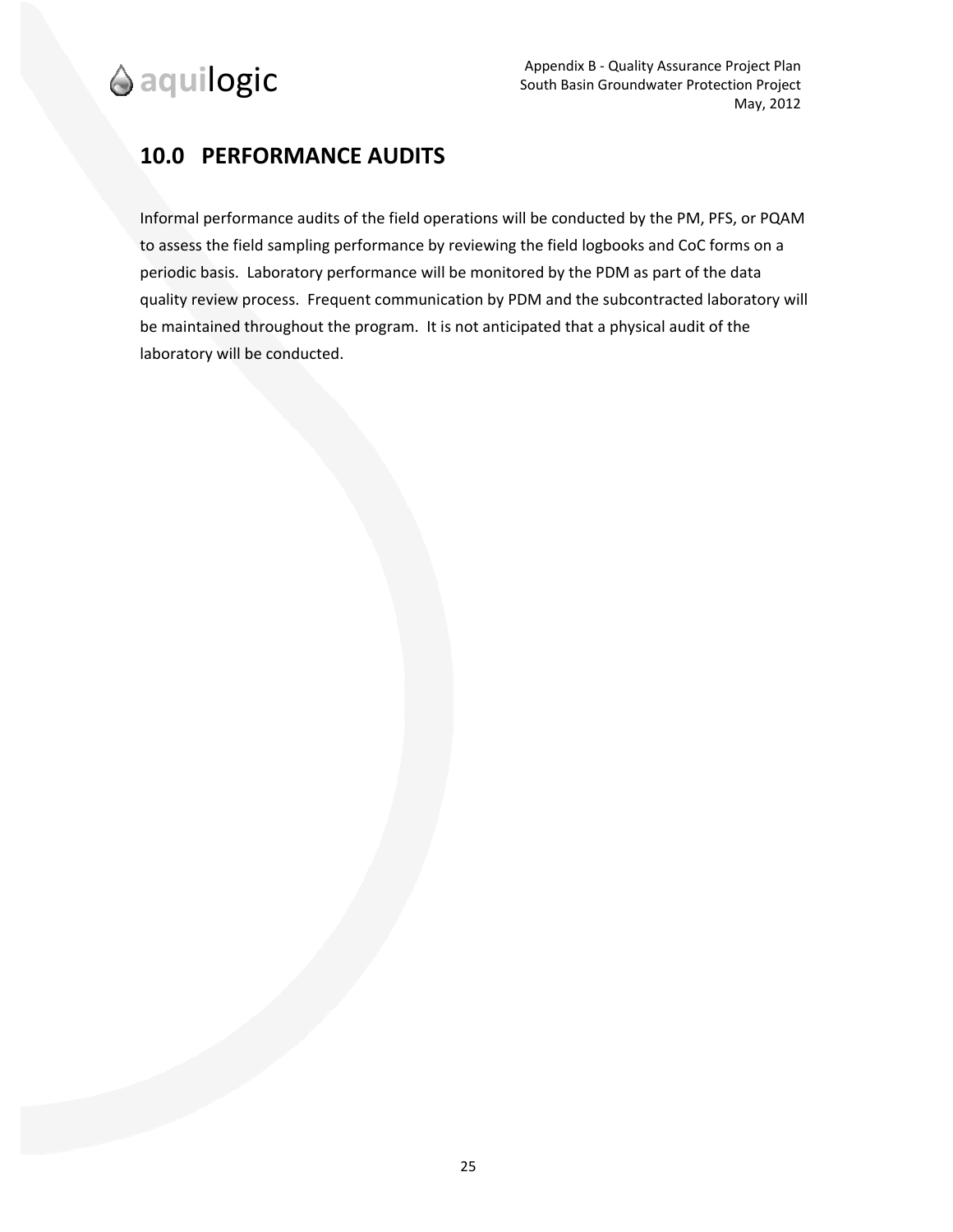## 10.0 PERFORMANCE AUDITS

Informal performance audits of the field operations will be conducted by the PM, PFS, or PQAM to assess the field sampling performance by reviewing the field logbooks and CoC forms on a periodic basis. Laboratory performance will be monitored by the PDM as part of the data quality review process. Frequent communication by PDM and the subcontracted laboratory will be maintained throughout the program. It is not anticipated that a physical audit of the laboratory will be conducted.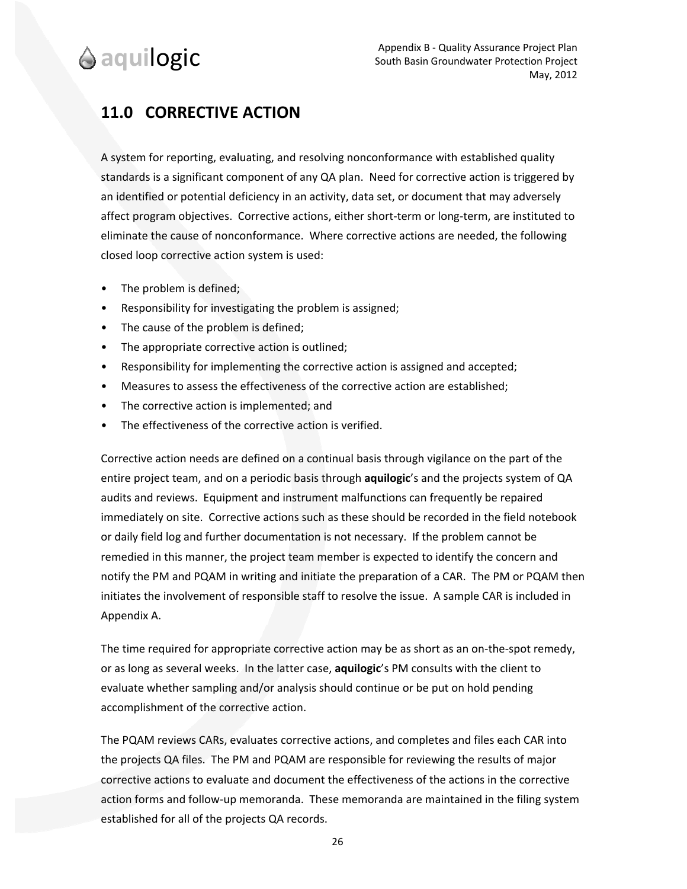## 11.0 CORRECTIVE ACTION

A system for reporting, evaluating, and resolving nonconformance with established quality standards is a significant component of any QA plan. Need for corrective action is triggered by an identified or potential deficiency in an activity, data set, or document that may adversely affect program objectives. Corrective actions, either short-term or long-term, are instituted to eliminate the cause of nonconformance. Where corrective actions are needed, the following closed loop corrective action system is used:

- The problem is defined;
- Responsibility for investigating the problem is assigned;
- The cause of the problem is defined;
- The appropriate corrective action is outlined;
- Responsibility for implementing the corrective action is assigned and accepted;
- Measures to assess the effectiveness of the corrective action are established;
- The corrective action is implemented; and
- The effectiveness of the corrective action is verified.

Corrective action needs are defined on a continual basis through vigilance on the part of the entire project team, and on a periodic basis through **aquilogic**'s and the projects system of QA audits and reviews. Equipment and instrument malfunctions can frequently be repaired immediately on site. Corrective actions such as these should be recorded in the field notebook or daily field log and further documentation is not necessary. If the problem cannot be remedied in this manner, the project team member is expected to identify the concern and notify the PM and PQAM in writing and initiate the preparation of a CAR. The PM or PQAM then initiates the involvement of responsible staff to resolve the issue. A sample CAR is included in Appendix A.

The time required for appropriate corrective action may be as short as an on-the-spot remedy, or as long as several weeks. In the latter case, **aquilogic**'s PM consults with the client to evaluate whether sampling and/or analysis should continue or be put on hold pending accomplishment of the corrective action.

The PQAM reviews CARs, evaluates corrective actions, and completes and files each CAR into the projects QA files. The PM and PQAM are responsible for reviewing the results of major corrective actions to evaluate and document the effectiveness of the actions in the corrective action forms and follow-up memoranda. These memoranda are maintained in the filing system established for all of the projects QA records.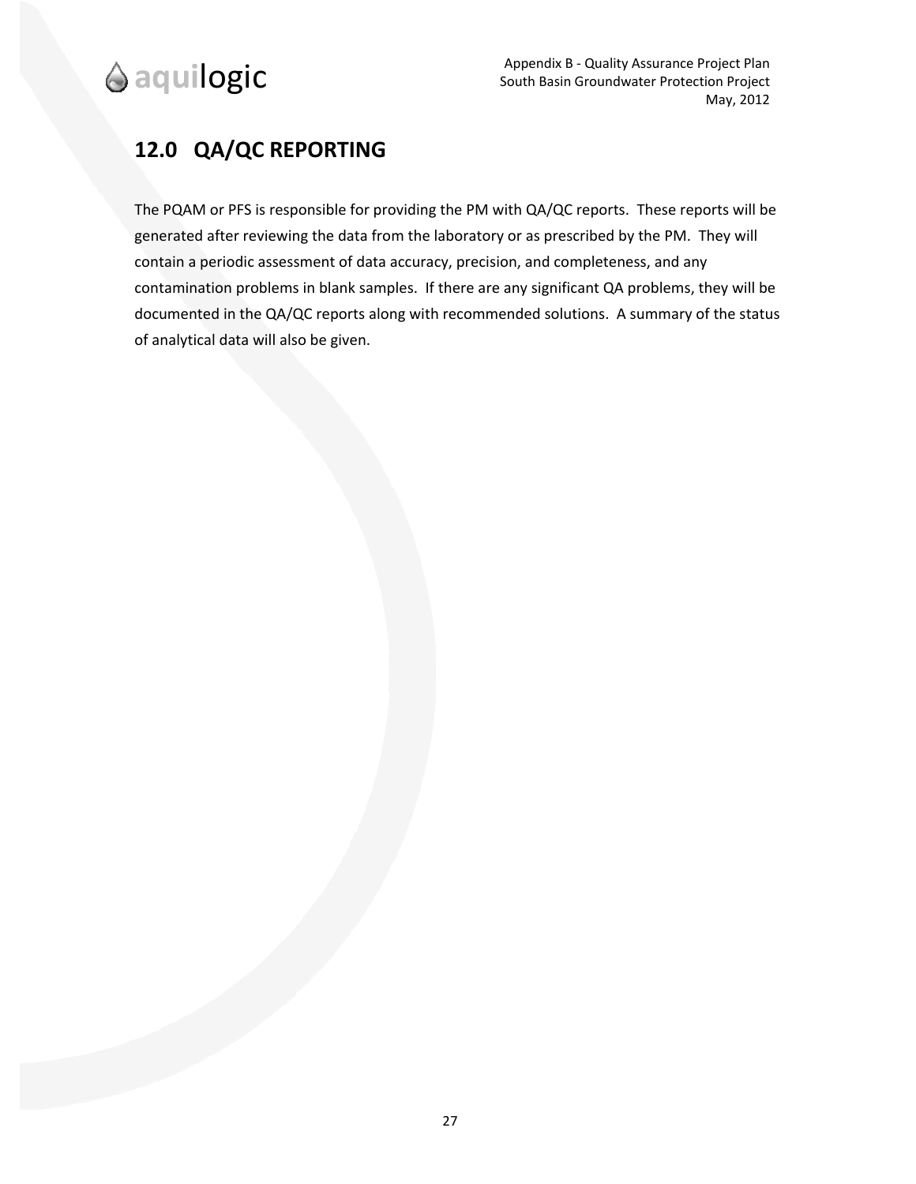## 12.0 QA/QC REPORTING

The PQAM or PFS is responsible for providing the PM with QA/QC reports. These reports will be generated after reviewing the data from the laboratory or as prescribed by the PM. They will contain a periodic assessment of data accuracy, precision, and completeness, and any contamination problems in blank samples. If there are any significant QA problems, they will be documented in the QA/QC reports along with recommended solutions. A summary of the status of analytical data will also be given.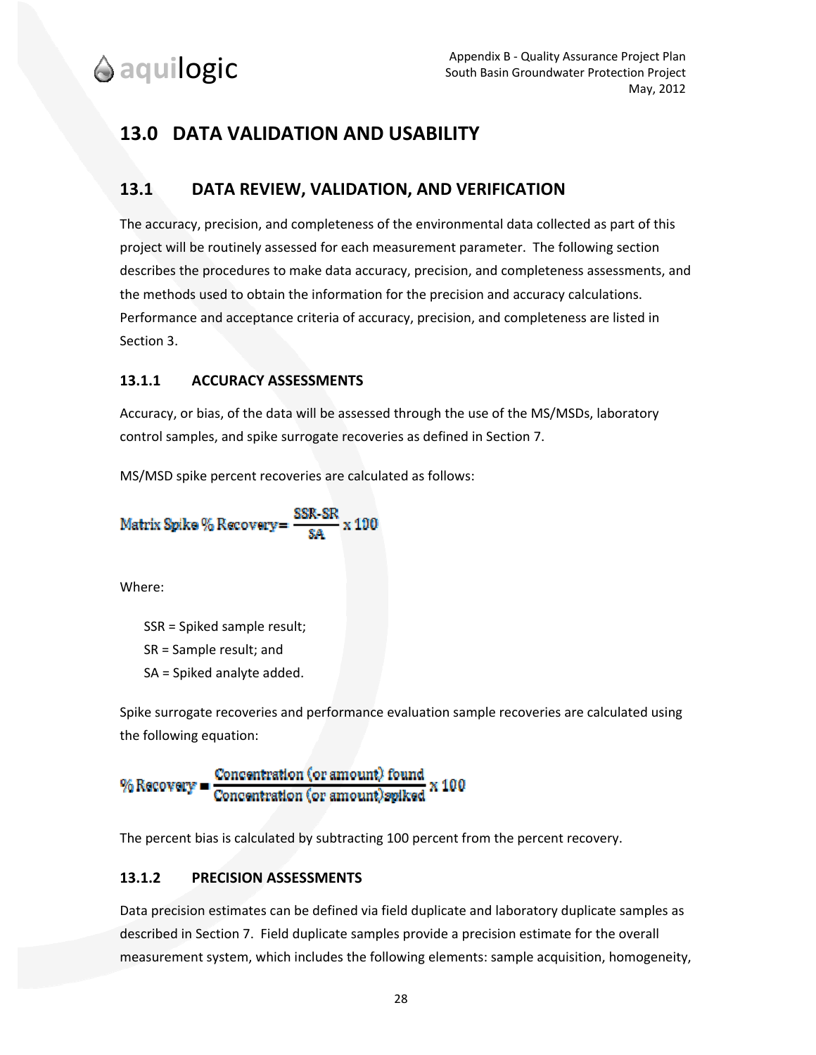# 13.0 DATA VALIDATION AND USABILITY

## 13.1 DATA REVIEW, VALIDATION, AND VERIFICATION

The accuracy, precision, and completeness of the environmental data collected as part of this project will be routinely assessed for each measurement parameter. The following section describes the procedures to make data accuracy, precision, and completeness assessments, and the methods used to obtain the information for the precision and accuracy calculations. Performance and acceptance criteria of accuracy, precision, and completeness are listed in Section 3.

### 13.1.1 ACCURACY ASSESSMENTS

Accuracy, or bias, of the data will be assessed through the use of the MS/MSDs, laboratory control samples, and spike surrogate recoveries as defined in Section 7.

MS/MSD spike percent recoveries are calculated as follows:

$$\text{Matrix Spike \% Recovery} = \frac{SSR - SR}{SA} \times 100$$

Where:

SSR = Spiked sample result;
SR = Sample result; and
SA = Spiked analyte added.

Spike surrogate recoveries and performance evaluation sample recoveries are calculated using the following equation:

$$\text{\% Recovery} = \frac{\text{Concentration (or amount) found}}{\text{Concentration (or amount) spiked}} \times 100$$

The percent bias is calculated by subtracting 100 percent from the percent recovery.

### 13.1.2 PRECISION ASSESSMENTS

Data precision estimates can be defined via field duplicate and laboratory duplicate samples as described in Section 7. Field duplicate samples provide a precision estimate for the overall measurement system, which includes the following elements: sample acquisition, homogeneity,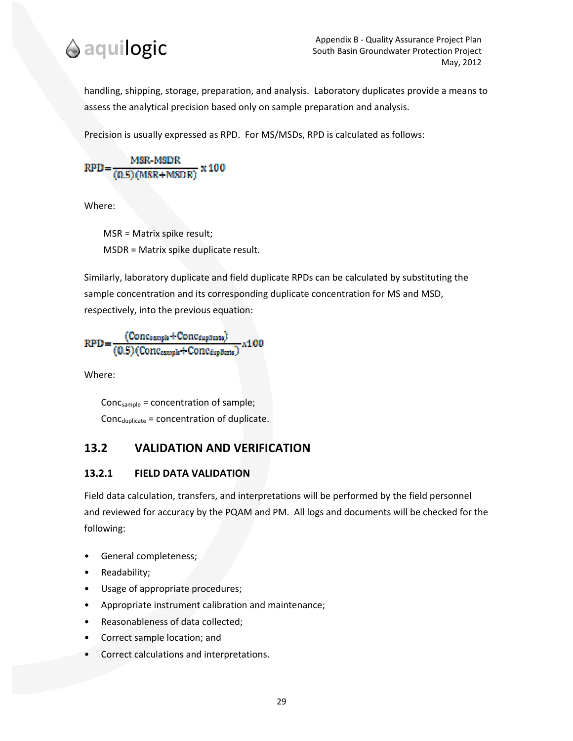handling, shipping, storage, preparation, and analysis. Laboratory duplicates provide a means to assess the analytical precision based only on sample preparation and analysis.

Precision is usually expressed as RPD. For MS/MSDs, RPD is calculated as follows:

$$RPD = \frac{MSR - MSDR}{(0.5)(MSR + MSDR)} \times 100$$

Where:

MSR = Matrix spike result;
MSDR = Matrix spike duplicate result.

Similarly, laboratory duplicate and field duplicate RPDs can be calculated by substituting the sample concentration and its corresponding duplicate concentration for MS and MSD, respectively, into the previous equation:

$$RPD = \frac{(Conc_{sample} + Conc_{duplicate})}{(0.5)(Conc_{sample} + Conc_{duplicate})} \times 100$$

Where:

$Conc_{sample}$ = concentration of sample;
$Conc_{duplicate}$ = concentration of duplicate.

## 13.2 VALIDATION AND VERIFICATION

### 13.2.1 FIELD DATA VALIDATION

Field data calculation, transfers, and interpretations will be performed by the field personnel and reviewed for accuracy by the PQAM and PM. All logs and documents will be checked for the following:

- General completeness;
- Readability;
- Usage of appropriate procedures;
- Appropriate instrument calibration and maintenance;
- Reasonableness of data collected;
- Correct sample location; and
- Correct calculations and interpretations.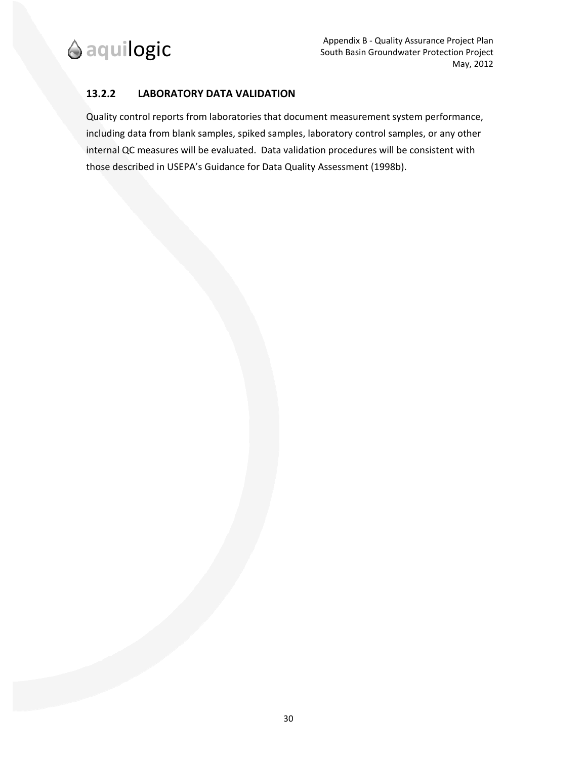### 13.2.2 LABORATORY DATA VALIDATION

Quality control reports from laboratories that document measurement system performance, including data from blank samples, spiked samples, laboratory control samples, or any other internal QC measures will be evaluated. Data validation procedures will be consistent with those described in USEPA's Guidance for Data Quality Assessment (1998b).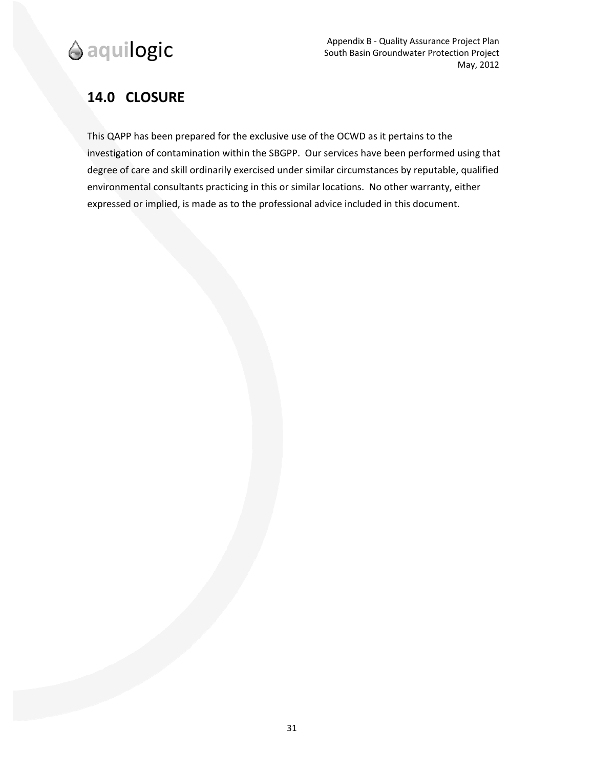## 14.0 CLOSURE

This QAPP has been prepared for the exclusive use of the OCWD as it pertains to the investigation of contamination within the SBGPP. Our services have been performed using that degree of care and skill ordinarily exercised under similar circumstances by reputable, qualified environmental consultants practicing in this or similar locations. No other warranty, either expressed or implied, is made as to the professional advice included in this document.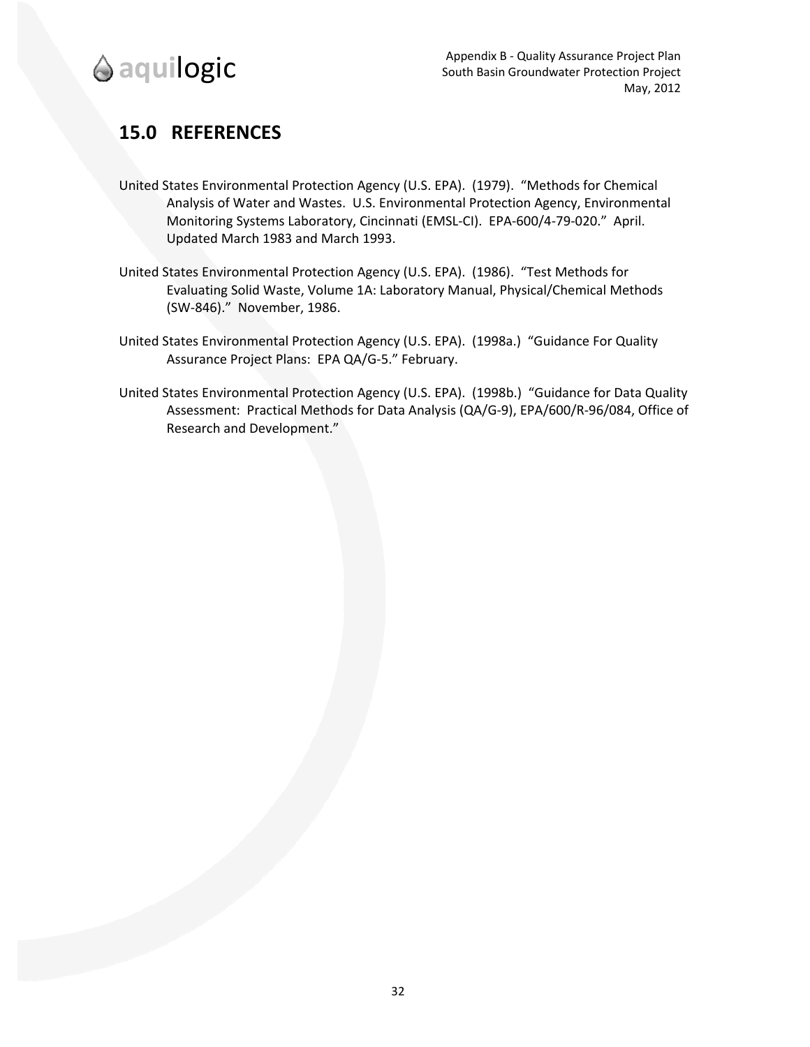## 15.0 REFERENCES

United States Environmental Protection Agency (U.S. EPA). (1979). "Methods for Chemical Analysis of Water and Wastes. U.S. Environmental Protection Agency, Environmental Monitoring Systems Laboratory, Cincinnati (EMSL-CI). EPA-600/4-79-020." April. Updated March 1983 and March 1993.

United States Environmental Protection Agency (U.S. EPA). (1986). "Test Methods for Evaluating Solid Waste, Volume 1A: Laboratory Manual, Physical/Chemical Methods (SW-846)." November, 1986.

United States Environmental Protection Agency (U.S. EPA). (1998a.) "Guidance For Quality Assurance Project Plans: EPA QA/G-5." February.

United States Environmental Protection Agency (U.S. EPA). (1998b.) "Guidance for Data Quality Assessment: Practical Methods for Data Analysis (QA/G-9), EPA/600/R-96/084, Office of Research and Development."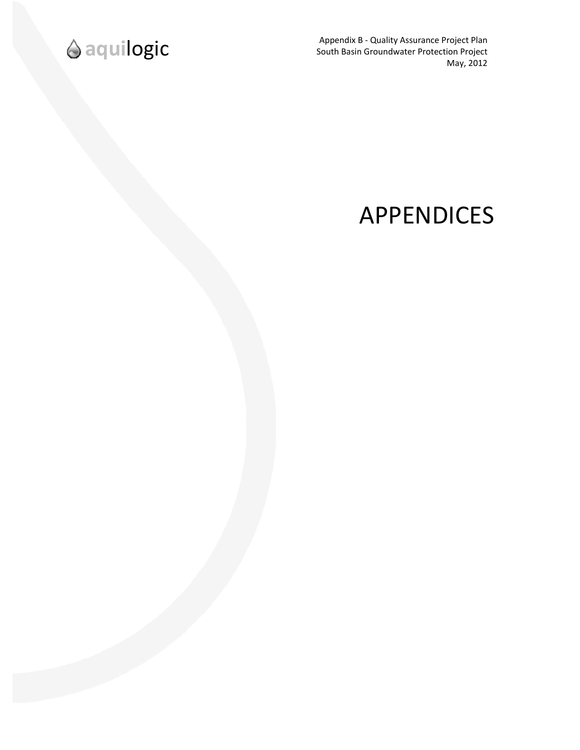# APPENDICES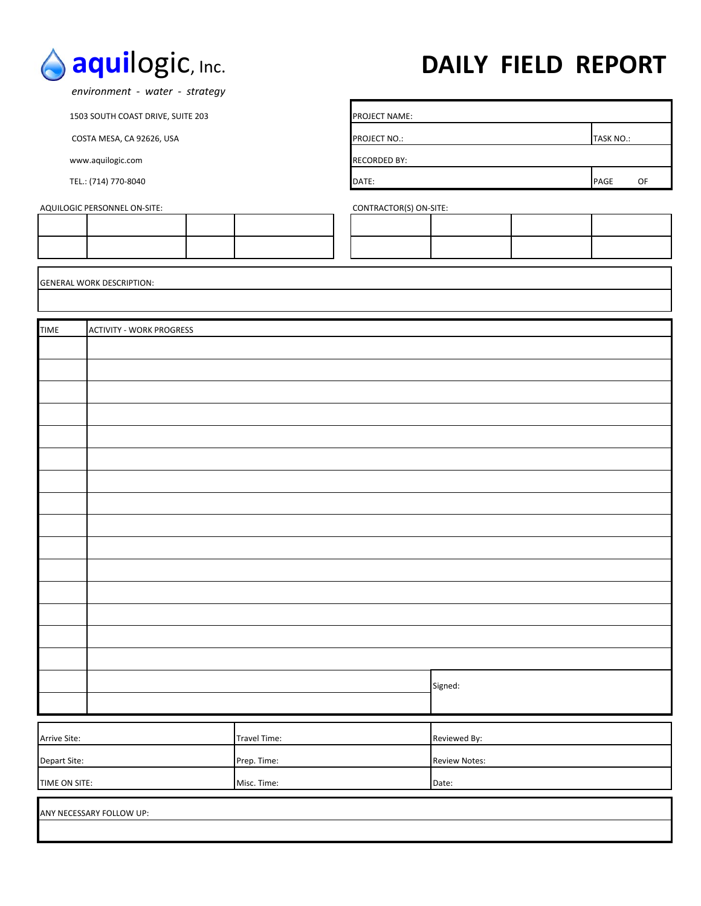**aquilogic, Inc.**

*environment - water - strategy*

1503 SOUTH COAST DRIVE, SUITE 203

COSTA MESA, CA 92626, USA

www.aquilogic.com

TEL.: (714) 770-8040

# DAILY FIELD REPORT

| PROJECT NAME: | |
|---|---|
| PROJECT NO.: | TASK NO.: |
| RECORDED BY: | |
| DATE: | PAGE OF |

AQUILOGIC PERSONNEL ON-SITE:

| | | | |
|---|---|---|---|
| | | | |
| | | | |

CONTRACTOR(S) ON-SITE:

| | | | |
|---|---|---|---|
| | | | |
| | | | |

| GENERAL WORK DESCRIPTION: |
|---|
| |

| TIME | ACTIVITY - WORK PROGRESS | |
|---|---|---|
| | | |
| | | |
| | | |
| | | |
| | | |
| | | |
| | | |
| | | |
| | | |
| | | |
| | | |
| | | |
| | | |
| | | |
| | | |
| | | Signed: |
| | | |

| Arrive Site: | Travel Time: | Reviewed By: |
|---|---|---|
| Depart Site: | Prep. Time: | Review Notes: |
| TIME ON SITE: | Misc. Time: | Date: |

| ANY NECESSARY FOLLOW UP: |
|---|
| |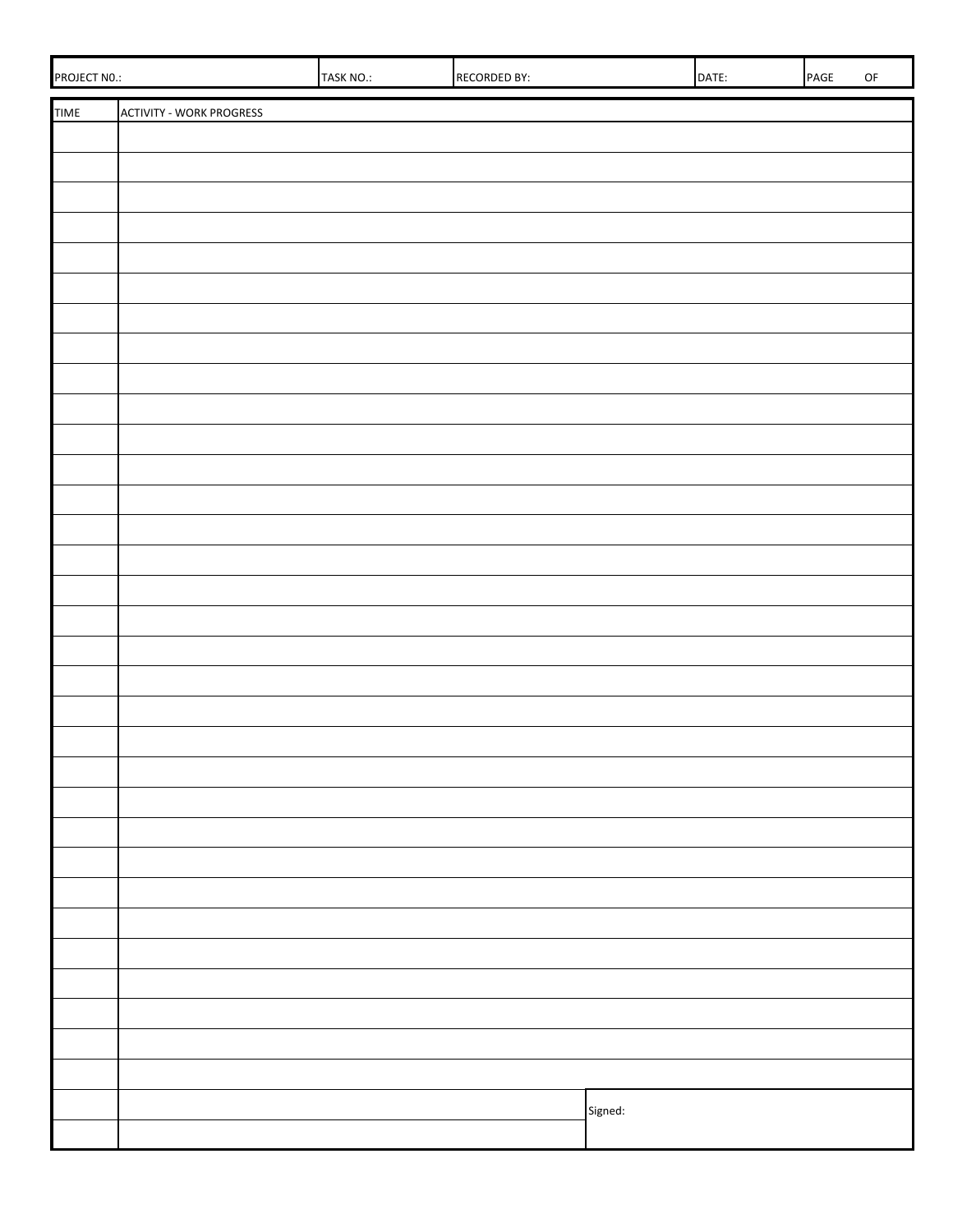| PROJECT N0.: | TASK NO.: | RECORDED BY: | DATE: | PAGE OF |
|---|---|---|---|---|

| TIME | ACTIVITY - WORK PROGRESS | |
|---|---|---|
| | | |
| | | |
| | | |
| | | |
| | | |
| | | |
| | | |
| | | |
| | | |
| | | |
| | | |
| | | |
| | | |
| | | |
| | | |
| | | |
| | | |
| | | |
| | | |
| | | |
| | | |
| | | |
| | | |
| | | |
| | | |
| | | |
| | | |
| | | |
| | | |
| | | |
| | | |
| | | |
| | | Signed: |
| | | |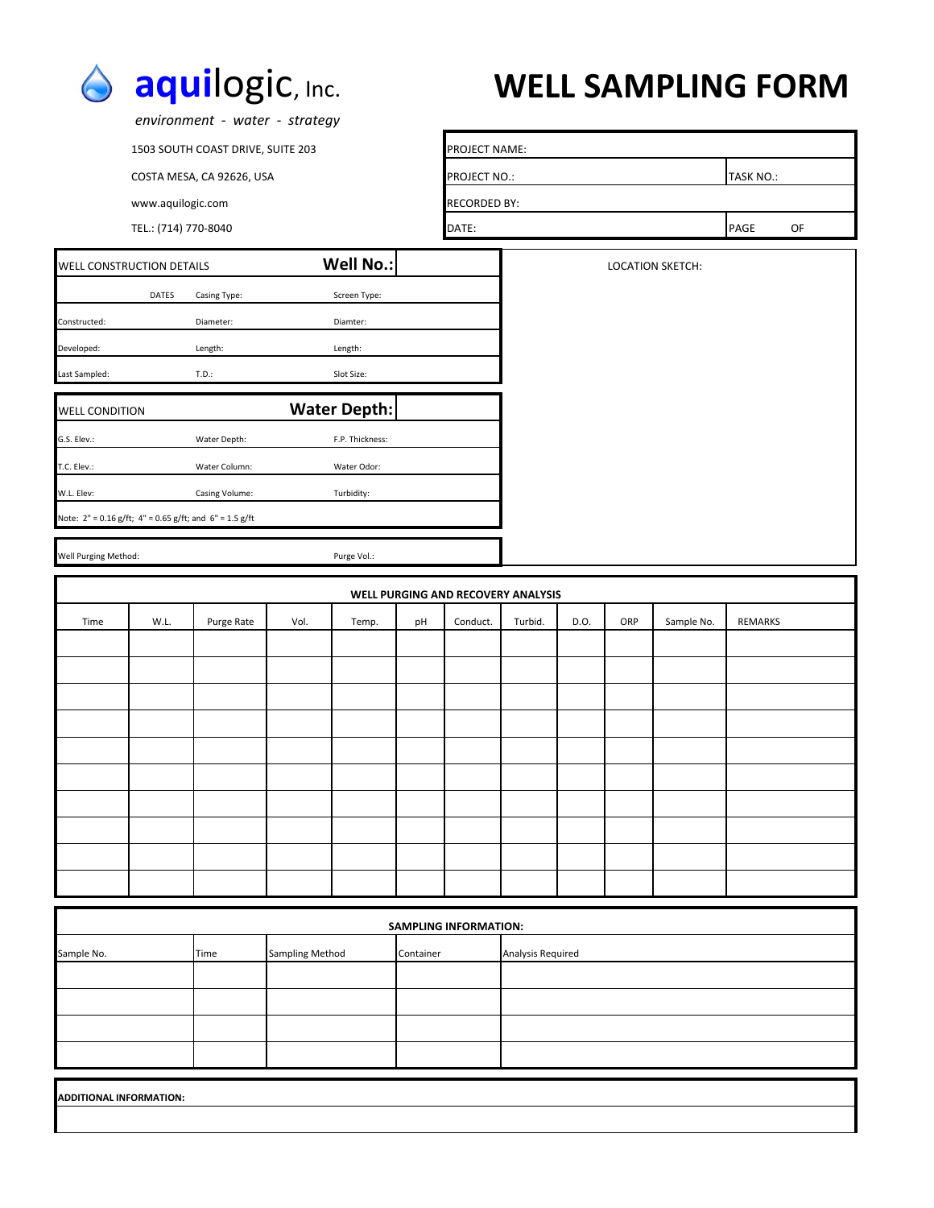**aquilogic, Inc.**

*environment - water - strategy*

1503 SOUTH COAST DRIVE, SUITE 203

COSTA MESA, CA 92626, USA

www.aquilogic.com

TEL.: (714) 770-8040

# WELL SAMPLING FORM

| PROJECT NAME: | |
|---|---|
| PROJECT NO.: | TASK NO.: |
| RECORDED BY: | |
| DATE: | PAGE OF |

| WELL CONSTRUCTION DETAILS | | | **Well No.:** | |
|---|---|---|---|---|
| | DATES | Casing Type: | Screen Type: | |
| Constructed: | | Diameter: | Diamter: | |
| Developed: | | Length: | Length: | |
| Last Sampled: | | T.D.: | Slot Size: | |

| WELL CONDITION | | **Water Depth:** | |
|---|---|---|---|
| G.S. Elev.: | Water Depth: | F.P. Thickness: | |
| T.C. Elev.: | Water Column: | Water Odor: | |
| W.L. Elev: | Casing Volume: | Turbidity: | |
| Note: 2" = 0.16 g/ft; 4" = 0.65 g/ft; and 6" = 1.5 g/ft | | | |

| Well Purging Method: | Purge Vol.: |
|---|---|

LOCATION SKETCH:

**WELL PURGING AND RECOVERY ANALYSIS**

| Time | W.L. | Purge Rate | Vol. | Temp. | pH | Conduct. | Turbid. | D.O. | ORP | Sample No. | REMARKS |
|---|---|---|---|---|---|---|---|---|---|---|---|
| | | | | | | | | | | | |
| | | | | | | | | | | | |
| | | | | | | | | | | | |
| | | | | | | | | | | | |
| | | | | | | | | | | | |
| | | | | | | | | | | | |
| | | | | | | | | | | | |
| | | | | | | | | | | | |
| | | | | | | | | | | | |
| | | | | | | | | | | | |

**SAMPLING INFORMATION:**

| Sample No. | Time | Sampling Method | Container | Analysis Required |
|---|---|---|---|---|
| | | | | |
| | | | | |
| | | | | |
| | | | | |

**ADDITIONAL INFORMATION:**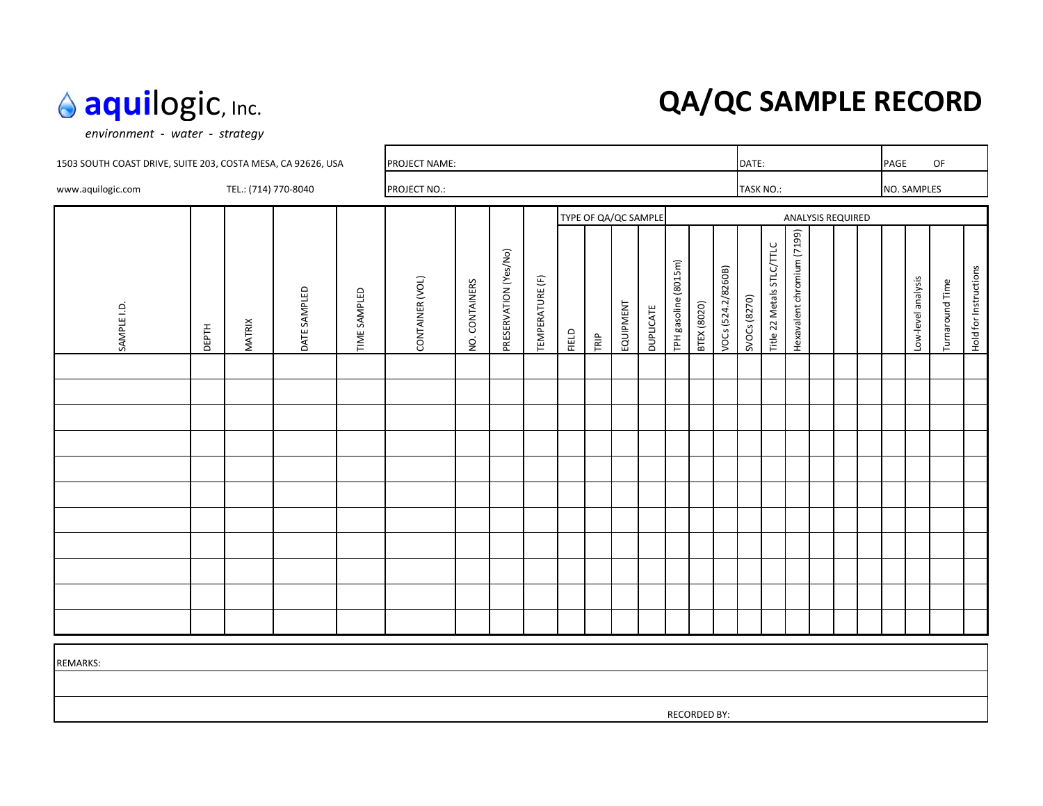**aquilogic**, Inc.

*environment - water - strategy*

# QA/QC SAMPLE RECORD

1503 SOUTH COAST DRIVE, SUITE 203, COSTA MESA, CA 92626, USA

www.aquilogic.com TEL.: (714) 770-8040

| PROJECT NAME: | DATE: | PAGE OF |
|---|---|---|
| PROJECT NO.: | TASK NO.: | NO. SAMPLES |

| SAMPLE I.D. | DEPTH | MATRIX | DATE SAMPLED | TIME SAMPLED | CONTAINER (VOL) | NO. CONTAINERS | PRESERVATION (Yes/No) | TEMPERATURE (F) | TYPE OF QA/QC SAMPLE | | | | ANALYSIS REQUIRED | | | | | | | | | | | | |
|---|---|---|---|---|---|---|---|---|---|---|---|---|---|---|---|---|---|---|---|---|---|---|---|---|---|
| | | | | | | | | | FIELD | TRIP | EQUIPMENT | DUPLICATE | TPH gasoline (8015m) | BTEX (8020) | VOCs (524.2/8260B) | SVOCs (8270) | Title 22 Metals STLC/TTLC | Hexavalent chromium (7199) | | | | | Low-level analysis | Turnaround Time | Hold for Instructions |
| | | | | | | | | | | | | | | | | | | | | | | | | | |
| | | | | | | | | | | | | | | | | | | | | | | | | | |
| | | | | | | | | | | | | | | | | | | | | | | | | | |
| | | | | | | | | | | | | | | | | | | | | | | | | | |
| | | | | | | | | | | | | | | | | | | | | | | | | | |
| | | | | | | | | | | | | | | | | | | | | | | | | | |
| | | | | | | | | | | | | | | | | | | | | | | | | | |
| | | | | | | | | | | | | | | | | | | | | | | | | | |
| | | | | | | | | | | | | | | | | | | | | | | | | | |
| | | | | | | | | | | | | | | | | | | | | | | | | | |
| | | | | | | | | | | | | | | | | | | | | | | | | | |

REMARKS:

RECORDED BY: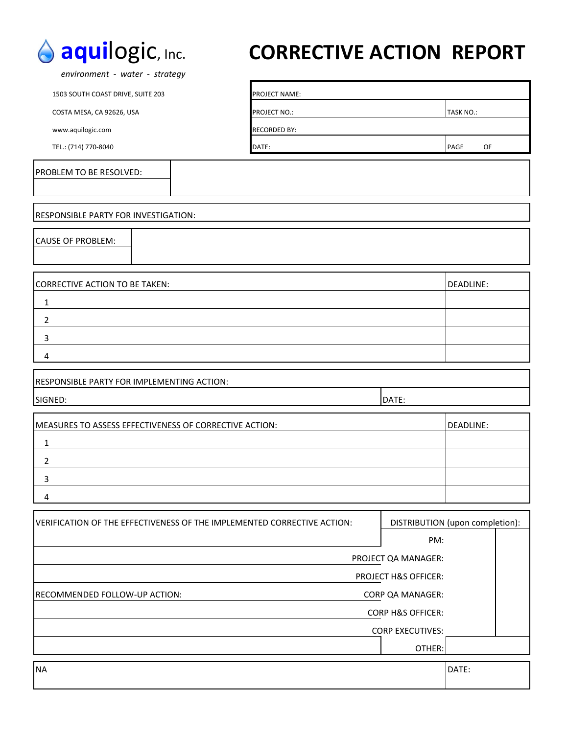**aquilogic, Inc.**

*environment - water - strategy*

1503 SOUTH COAST DRIVE, SUITE 203

COSTA MESA, CA 92626, USA

www.aquilogic.com

TEL.: (714) 770-8040

# CORRECTIVE ACTION REPORT

| PROJECT NAME: | |
|---|---|
| PROJECT NO.: | TASK NO.: |
| RECORDED BY: | |
| DATE: | PAGE OF |

| PROBLEM TO BE RESOLVED: | |
|---|---|
| | |

RESPONSIBLE PARTY FOR INVESTIGATION:

| CAUSE OF PROBLEM: | |
|---|---|
| | |

| CORRECTIVE ACTION TO BE TAKEN: | DEADLINE: |
|---|---|
| 1 | |
| 2 | |
| 3 | |
| 4 | |

| RESPONSIBLE PARTY FOR IMPLEMENTING ACTION: | |
|---|---|
| SIGNED: | DATE: |

| MEASURES TO ASSESS EFFECTIVENESS OF CORRECTIVE ACTION: | DEADLINE: |
|---|---|
| 1 | |
| 2 | |
| 3 | |
| 4 | |

| VERIFICATION OF THE EFFECTIVENESS OF THE IMPLEMENTED CORRECTIVE ACTION: | DISTRIBUTION (upon completion): | |
|---|---|---|
| | PM: | |
| | PROJECT QA MANAGER: | |
| | PROJECT H&S OFFICER: | |
| RECOMMENDED FOLLOW-UP ACTION: | CORP QA MANAGER: | |
| | CORP H&S OFFICER: | |
| | CORP EXECUTIVES: | |
| | OTHER: | |

| NA | DATE: |
|---|---|
| | |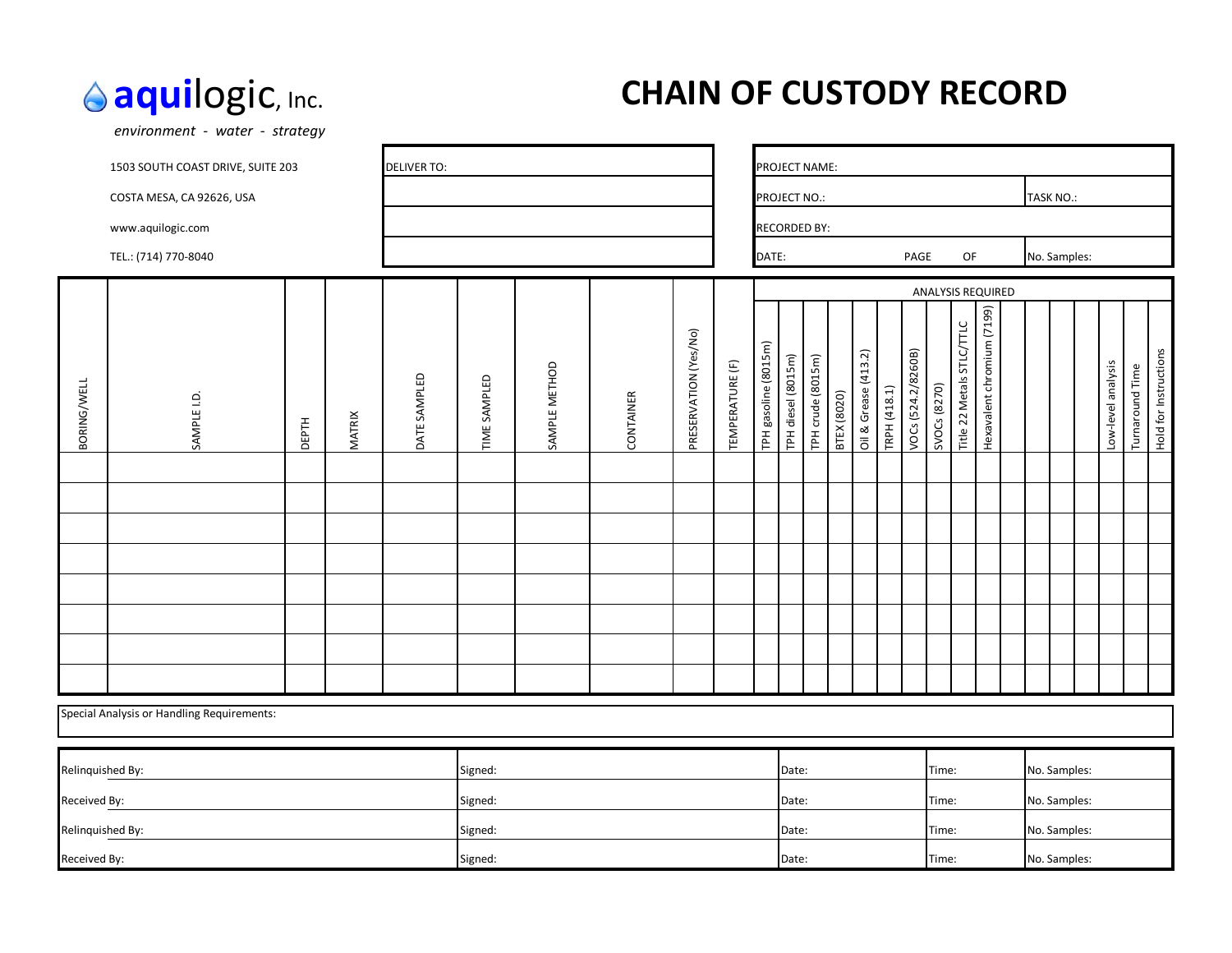**aquilogic**, Inc.

*environment - water - strategy*

# CHAIN OF CUSTODY RECORD

1503 SOUTH COAST DRIVE, SUITE 203

COSTA MESA, CA 92626, USA

www.aquilogic.com

TEL.: (714) 770-8040

| DELIVER TO: |
|---|
| |
| |
| |

| PROJECT NAME: | |
|---|---|
| PROJECT NO.: | TASK NO.: |
| RECORDED BY: | |
| DATE: PAGE OF | No. Samples: |

| BORING/WELL | SAMPLE I.D. | DEPTH | MATRIX | DATE SAMPLED | TIME SAMPLED | SAMPLE METHOD | CONTAINER | PRESERVATION (Yes/No) | TEMPERATURE (F) | ANALYSIS REQUIRED | | | | | | | | | | | | | | Low-level analysis | Turnaround Time | Hold for Instructions |
|---|---|---|---|---|---|---|---|---|---|---|---|---|---|---|---|---|---|---|---|---|---|---|---|---|---|---|
| | | | | | | | | | | TPH gasoline (8015m) | TPH diesel (8015m) | TPH crude (8015m) | BTEX (8020) | Oil & Grease (413.2) | TRPH (418.1) | VOCs (524.2/8260B) | SVOCs (8270) | Title 22 Metals STLC/TTLC | Hexavalent chromium (7199) | | | | | | | |
| | | | | | | | | | | | | | | | | | | | | | | | | | | |
| | | | | | | | | | | | | | | | | | | | | | | | | | | |
| | | | | | | | | | | | | | | | | | | | | | | | | | | |
| | | | | | | | | | | | | | | | | | | | | | | | | | | |
| | | | | | | | | | | | | | | | | | | | | | | | | | | |
| | | | | | | | | | | | | | | | | | | | | | | | | | | |
| | | | | | | | | | | | | | | | | | | | | | | | | | | |
| | | | | | | | | | | | | | | | | | | | | | | | | | | |

Special Analysis or Handling Requirements:

| | | | | |
|---|---|---|---|---|
| Relinquished By: | Signed: | Date: | Time: | No. Samples: |
| Received By: | Signed: | Date: | Time: | No. Samples: |
| Relinquished By: | Signed: | Date: | Time: | No. Samples: |
| Received By: | Signed: | Date: | Time: | No. Samples: |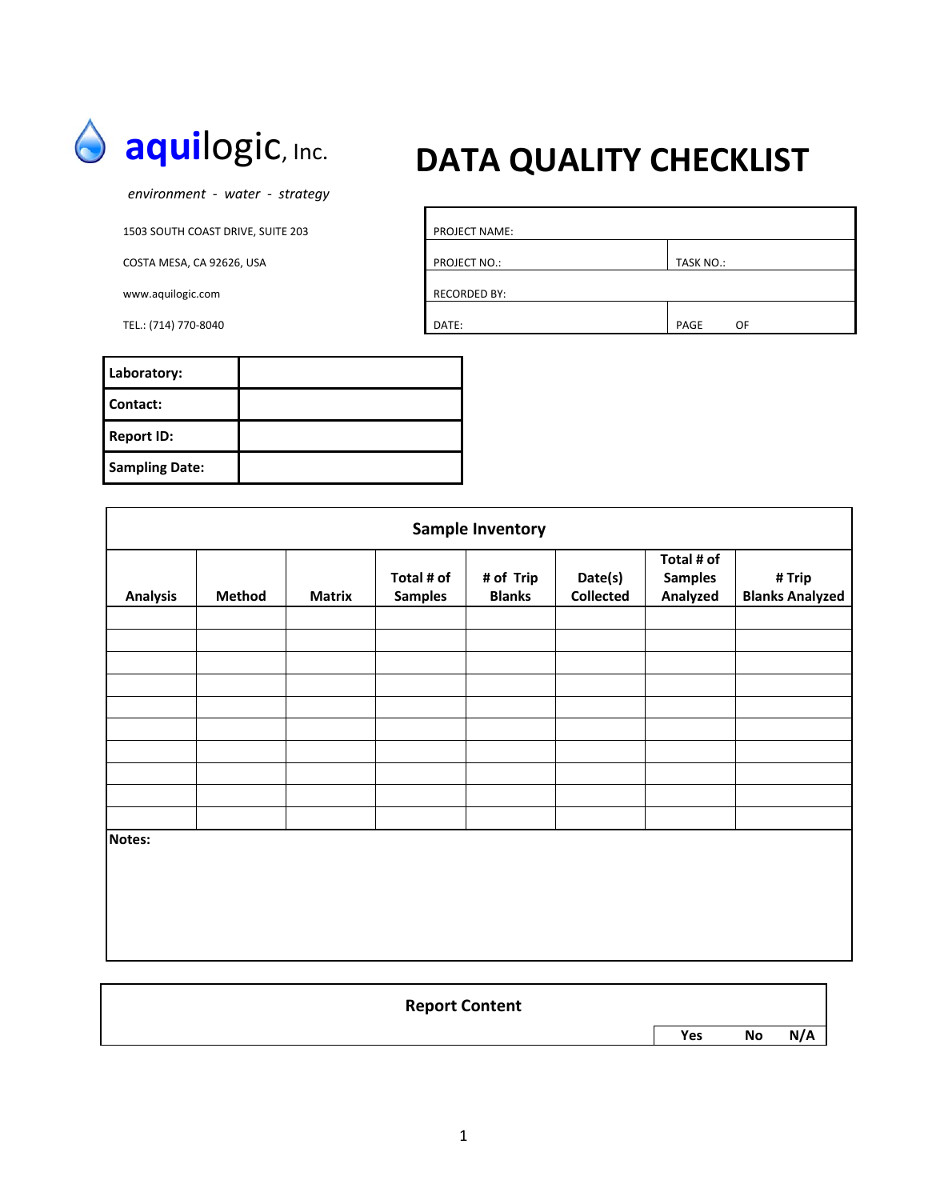**aquilogic, Inc.**

*environment - water - strategy*

1503 SOUTH COAST DRIVE, SUITE 203

COSTA MESA, CA 92626, USA

www.aquilogic.com

TEL.: (714) 770-8040

# DATA QUALITY CHECKLIST

| PROJECT NAME: | |
|---|---|
| PROJECT NO.: | TASK NO.: |
| RECORDED BY: | |
| DATE: | PAGE OF |

| **Laboratory:** | |
|---|---|
| **Contact:** | |
| **Report ID:** | |
| **Sampling Date:** | |

**Sample Inventory**

| Analysis | Method | Matrix | Total # of Samples | # of Trip Blanks | Date(s) Collected | Total # of Samples Analyzed | # Trip Blanks Analyzed |
|---|---|---|---|---|---|---|---|
| | | | | | | | |
| | | | | | | | |
| | | | | | | | |
| | | | | | | | |
| | | | | | | | |
| | | | | | | | |
| | | | | | | | |
| | | | | | | | |
| | | | | | | | |
| | | | | | | | |

**Notes:**

**Report Content**

| | Yes | No | N/A |
|---|---|---|---|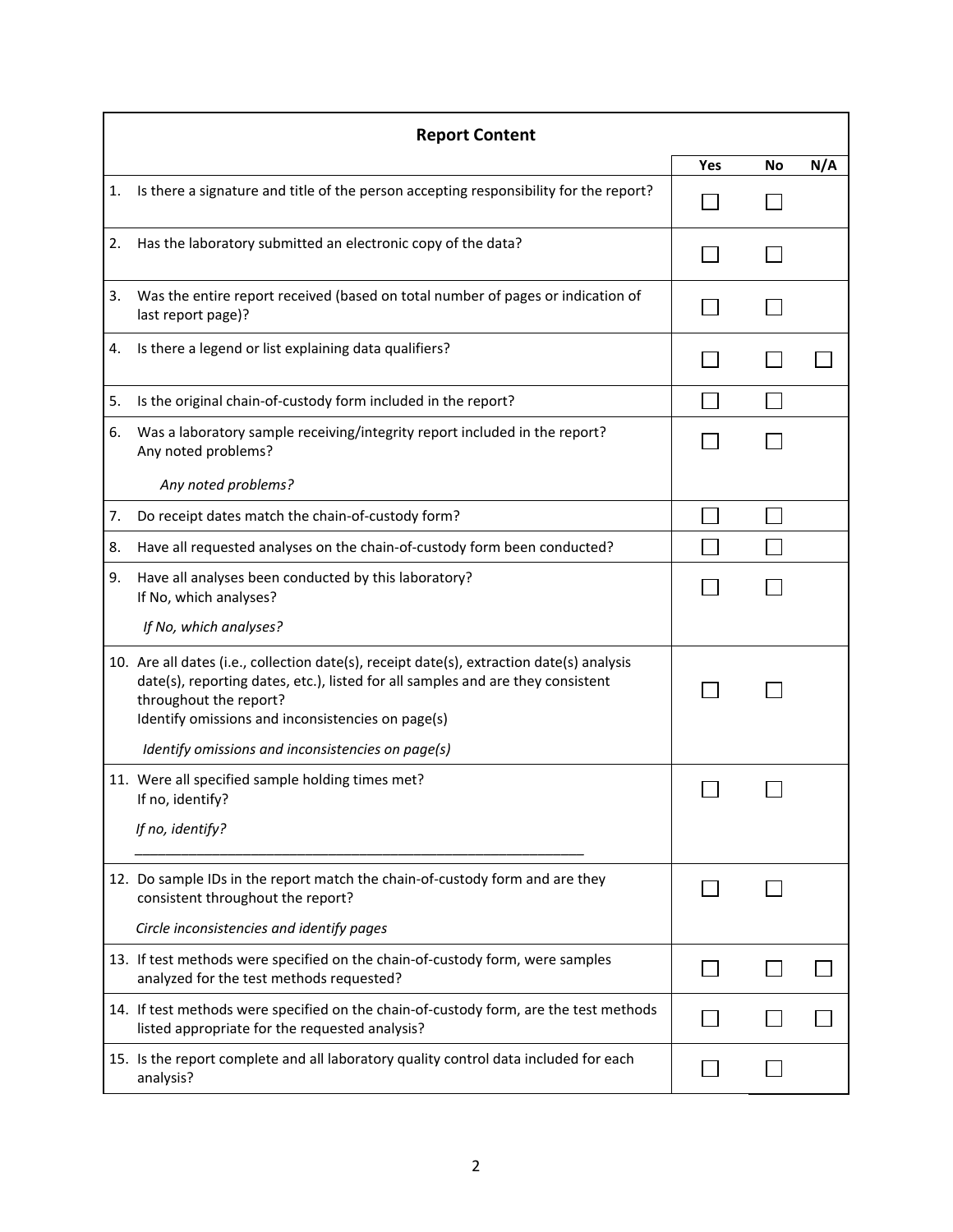| Report Content | Yes | No | N/A |
|---|---|---|---|
| 1. Is there a signature and title of the person accepting responsibility for the report? | ☐ | ☐ | |
| 2. Has the laboratory submitted an electronic copy of the data? | ☐ | ☐ | |
| 3. Was the entire report received (based on total number of pages or indication of last report page)? | ☐ | ☐ | |
| 4. Is there a legend or list explaining data qualifiers? | ☐ | ☐ | ☐ |
| 5. Is the original chain-of-custody form included in the report? | ☐ | ☐ | |
| 6. Was a laboratory sample receiving/integrity report included in the report? Any noted problems? *Any noted problems?* | ☐ | ☐ | |
| 7. Do receipt dates match the chain-of-custody form? | ☐ | ☐ | |
| 8. Have all requested analyses on the chain-of-custody form been conducted? | ☐ | ☐ | |
| 9. Have all analyses been conducted by this laboratory? If No, which analyses? *If No, which analyses?* | ☐ | ☐ | |
| 10. Are all dates (i.e., collection date(s), receipt date(s), extraction date(s) analysis date(s), reporting dates, etc.), listed for all samples and are they consistent throughout the report? Identify omissions and inconsistencies on page(s) *Identify omissions and inconsistencies on page(s)* | ☐ | ☐ | |
| 11. Were all specified sample holding times met? If no, identify? *If no, identify?* ________________________________________________ | ☐ | ☐ | |
| 12. Do sample IDs in the report match the chain-of-custody form and are they consistent throughout the report? *Circle inconsistencies and identify pages* | ☐ | ☐ | |
| 13. If test methods were specified on the chain-of-custody form, were samples analyzed for the test methods requested? | ☐ | ☐ | ☐ |
| 14. If test methods were specified on the chain-of-custody form, are the test methods listed appropriate for the requested analysis? | ☐ | ☐ | ☐ |
| 15. Is the report complete and all laboratory quality control data included for each analysis? | ☐ | ☐ | |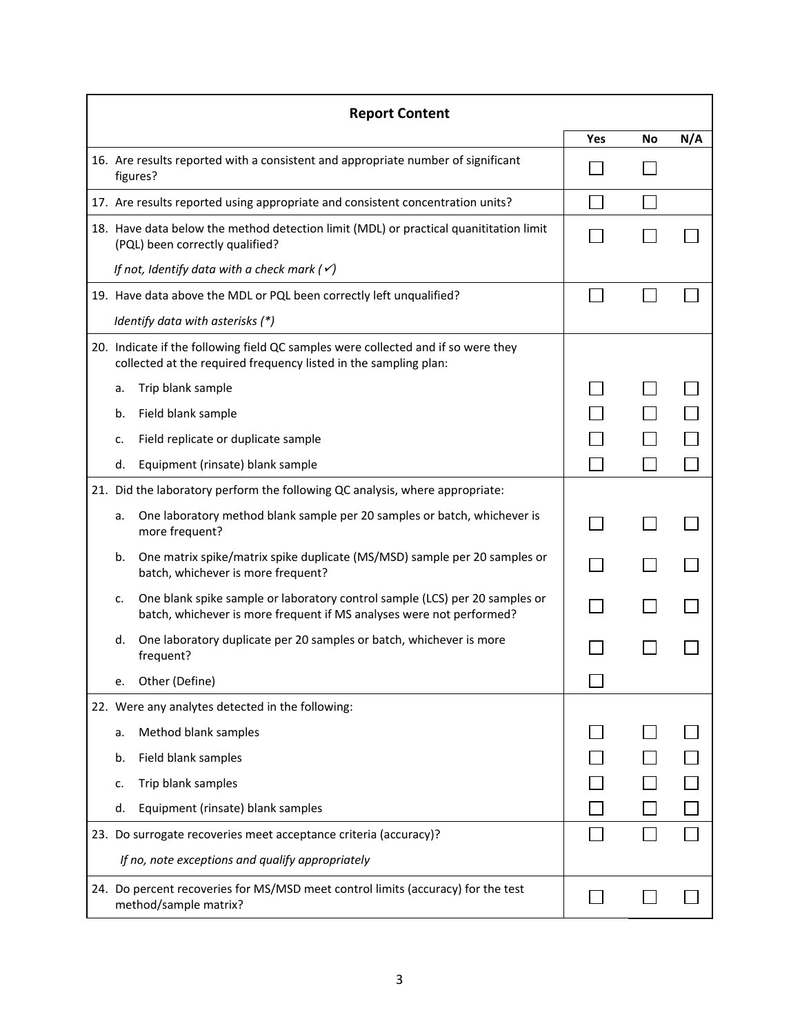| Report Content | Yes | No | N/A |
|---|---|---|---|
| 16. Are results reported with a consistent and appropriate number of significant figures? | ☐ | ☐ | |
| 17. Are results reported using appropriate and consistent concentration units? | ☐ | ☐ | |
| 18. Have data below the method detection limit (MDL) or practical quanititation limit (PQL) been correctly qualified? | ☐ | ☐ | ☐ |
| *If not, Identify data with a check mark (✓)* | | | |
| 19. Have data above the MDL or PQL been correctly left unqualified? | ☐ | ☐ | ☐ |
| *Identify data with asterisks (*)* | | | |
| 20. Indicate if the following field QC samples were collected and if so were they collected at the required frequency listed in the sampling plan: | | | |
| a. Trip blank sample | ☐ | ☐ | ☐ |
| b. Field blank sample | ☐ | ☐ | ☐ |
| c. Field replicate or duplicate sample | ☐ | ☐ | ☐ |
| d. Equipment (rinsate) blank sample | ☐ | ☐ | ☐ |
| 21. Did the laboratory perform the following QC analysis, where appropriate: | | | |
| a. One laboratory method blank sample per 20 samples or batch, whichever is more frequent? | ☐ | ☐ | ☐ |
| b. One matrix spike/matrix spike duplicate (MS/MSD) sample per 20 samples or batch, whichever is more frequent? | ☐ | ☐ | ☐ |
| c. One blank spike sample or laboratory control sample (LCS) per 20 samples or batch, whichever is more frequent if MS analyses were not performed? | ☐ | ☐ | ☐ |
| d. One laboratory duplicate per 20 samples or batch, whichever is more frequent? | ☐ | ☐ | ☐ |
| e. Other (Define) | ☐ | | |
| 22. Were any analytes detected in the following: | | | |
| a. Method blank samples | ☐ | ☐ | ☐ |
| b. Field blank samples | ☐ | ☐ | ☐ |
| c. Trip blank samples | ☐ | ☐ | ☐ |
| d. Equipment (rinsate) blank samples | ☐ | ☐ | ☐ |
| 23. Do surrogate recoveries meet acceptance criteria (accuracy)? | ☐ | ☐ | ☐ |
| *If no, note exceptions and qualify appropriately* | | | |
| 24. Do percent recoveries for MS/MSD meet control limits (accuracy) for the test method/sample matrix? | ☐ | ☐ | ☐ |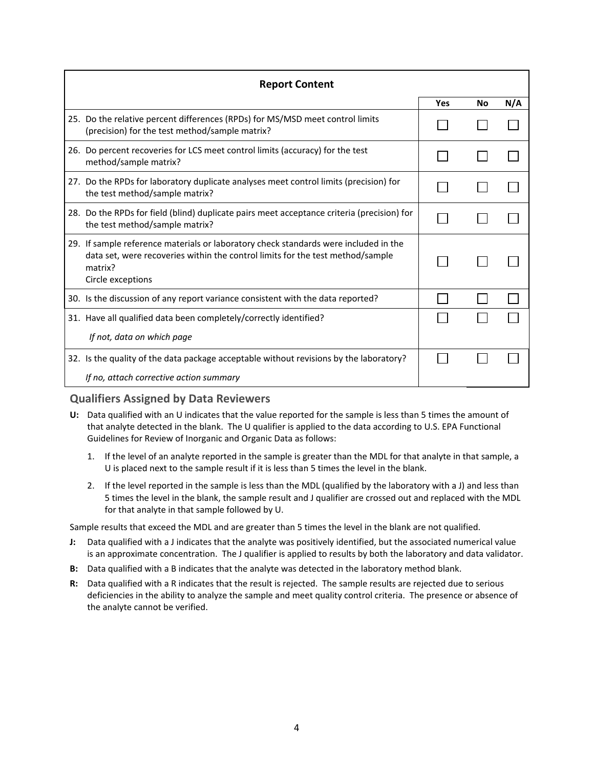| Report Content | | | |
|---|---|---|---|
| | **Yes** | **No** | **N/A** |
| 25. Do the relative percent differences (RPDs) for MS/MSD meet control limits (precision) for the test method/sample matrix? | ☐ | ☐ | ☐ |
| 26. Do percent recoveries for LCS meet control limits (accuracy) for the test method/sample matrix? | ☐ | ☐ | ☐ |
| 27. Do the RPDs for laboratory duplicate analyses meet control limits (precision) for the test method/sample matrix? | ☐ | ☐ | ☐ |
| 28. Do the RPDs for field (blind) duplicate pairs meet acceptance criteria (precision) for the test method/sample matrix? | ☐ | ☐ | ☐ |
| 29. If sample reference materials or laboratory check standards were included in the data set, were recoveries within the control limits for the test method/sample matrix? Circle exceptions | ☐ | ☐ | ☐ |
| 30. Is the discussion of any report variance consistent with the data reported? | ☐ | ☐ | ☐ |
| 31. Have all qualified data been completely/correctly identified? *If not, data on which page* | ☐ | ☐ | ☐ |
| 32. Is the quality of the data package acceptable without revisions by the laboratory? *If no, attach corrective action summary* | ☐ | ☐ | ☐ |

## Qualifiers Assigned by Data Reviewers

**U:** Data qualified with an U indicates that the value reported for the sample is less than 5 times the amount of that analyte detected in the blank. The U qualifier is applied to the data according to U.S. EPA Functional Guidelines for Review of Inorganic and Organic Data as follows:

1. If the level of an analyte reported in the sample is greater than the MDL for that analyte in that sample, a U is placed next to the sample result if it is less than 5 times the level in the blank.
2. If the level reported in the sample is less than the MDL (qualified by the laboratory with a J) and less than 5 times the level in the blank, the sample result and J qualifier are crossed out and replaced with the MDL for that analyte in that sample followed by U.

Sample results that exceed the MDL and are greater than 5 times the level in the blank are not qualified.

**J:** Data qualified with a J indicates that the analyte was positively identified, but the associated numerical value is an approximate concentration. The J qualifier is applied to results by both the laboratory and data validator.

**B:** Data qualified with a B indicates that the analyte was detected in the laboratory method blank.

**R:** Data qualified with a R indicates that the result is rejected. The sample results are rejected due to serious deficiencies in the ability to analyze the sample and meet quality control criteria. The presence or absence of the analyte cannot be verified.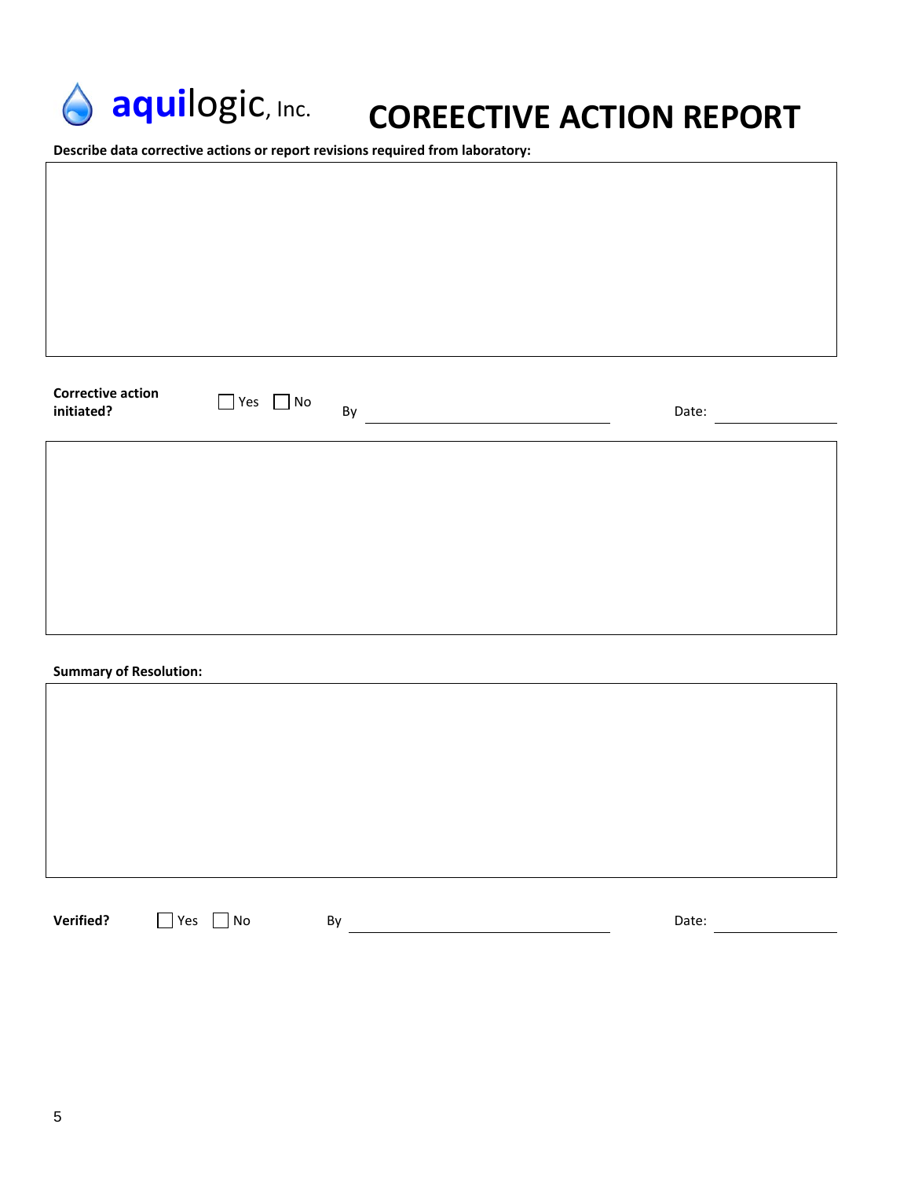aquilogic, Inc.

# COREECTIVE ACTION REPORT

**Describe data corrective actions or report revisions required from laboratory:**

**Corrective action initiated?** ☐ Yes ☐ No By \_\_\_\_\_\_\_\_\_\_\_\_\_\_\_\_\_\_\_\_\_\_\_\_\_\_\_\_\_\_\_\_ Date: \_\_\_\_\_\_\_\_\_\_\_\_\_\_\_\_

**Summary of Resolution:**

**Verified?** ☐ Yes ☐ No By \_\_\_\_\_\_\_\_\_\_\_\_\_\_\_\_\_\_\_\_\_\_\_\_\_\_\_\_\_\_\_\_ Date: \_\_\_\_\_\_\_\_\_\_\_\_\_\_\_\_